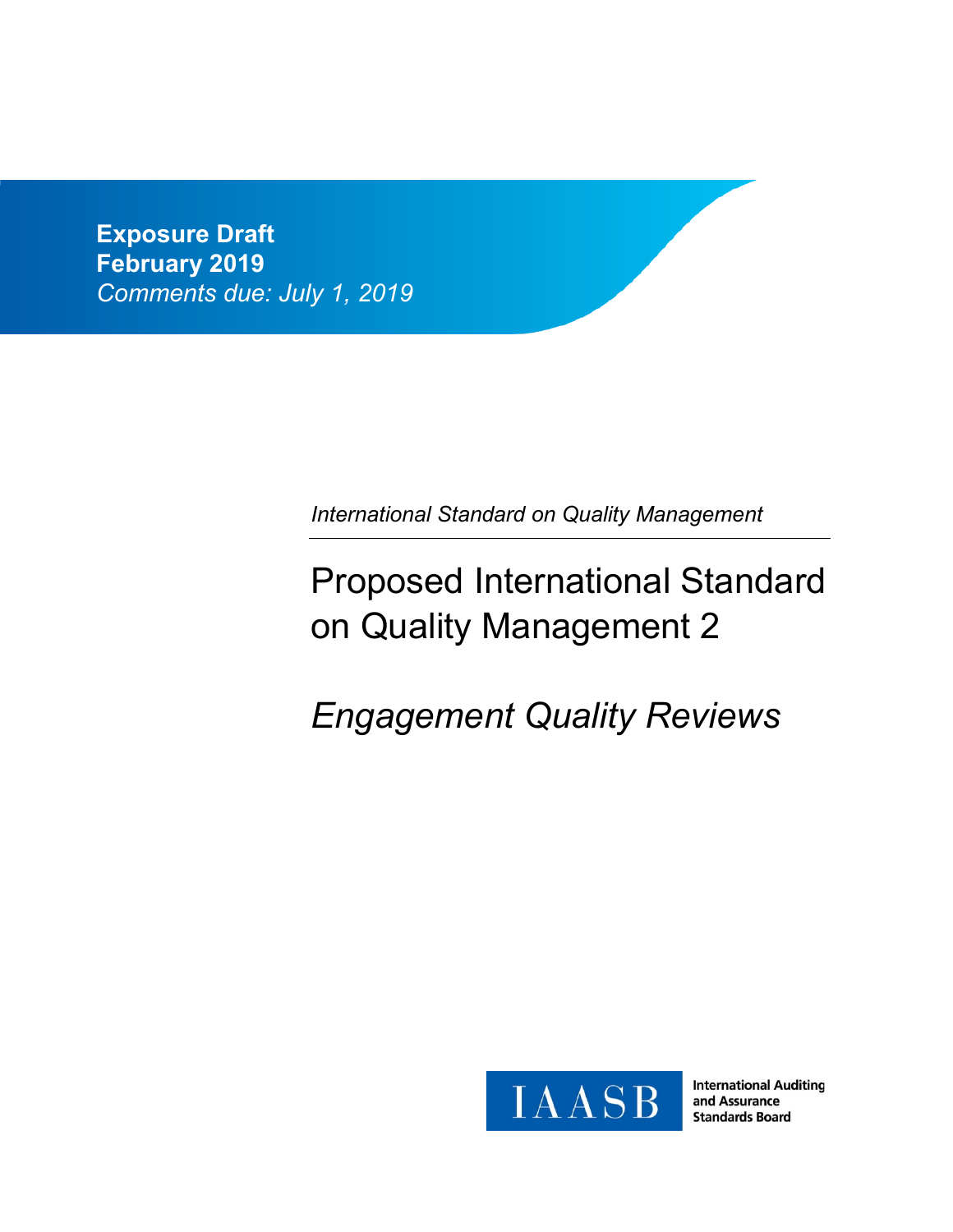**Exposure Draft**
**February 2019**
*Comments due: July 1, 2019*

*International Standard on Quality Management*

# Proposed International Standard on Quality Management 2

## *Engagement Quality Reviews*

IAASB

International Auditing and Assurance Standards Board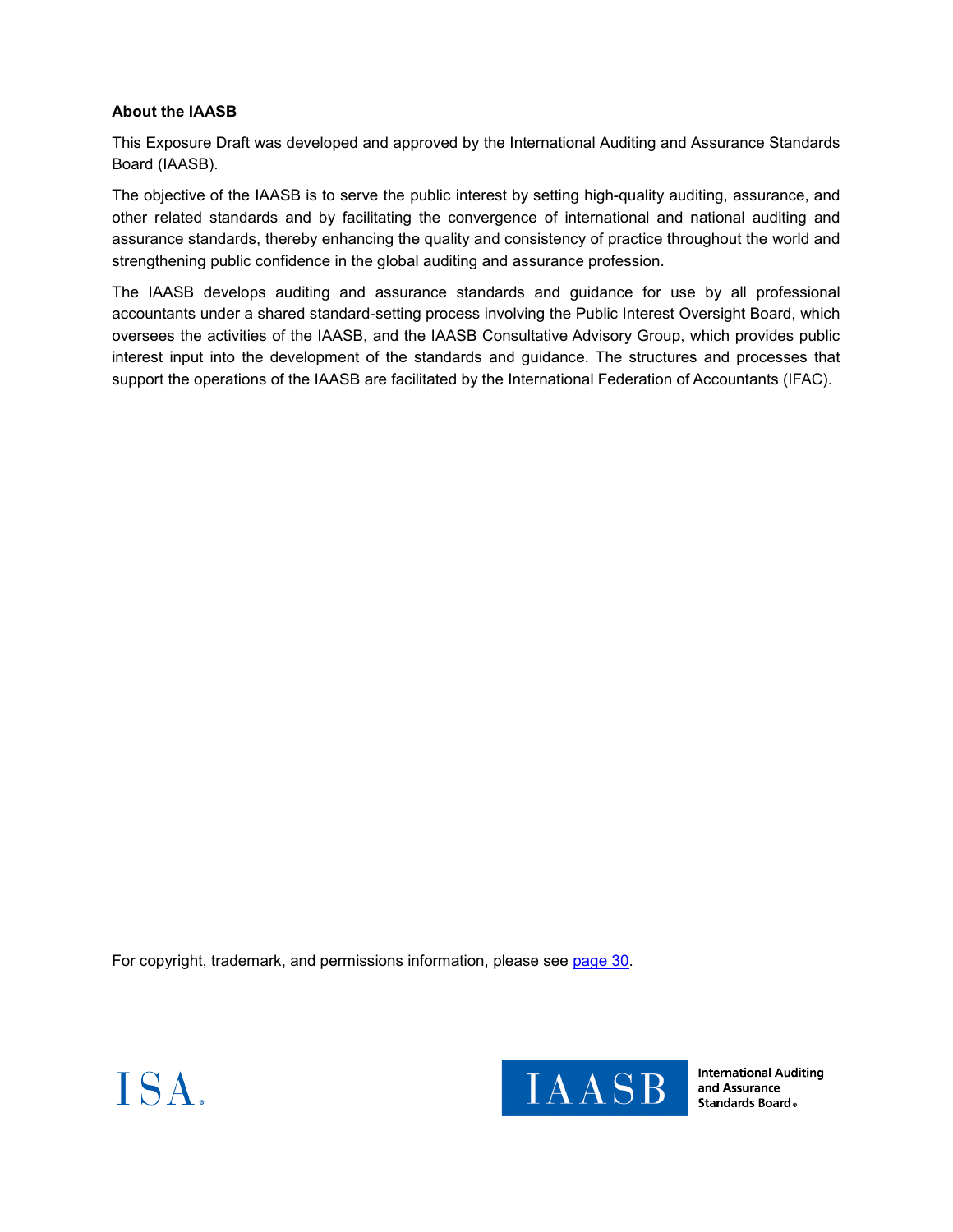**About the IAASB**

This Exposure Draft was developed and approved by the International Auditing and Assurance Standards Board (IAASB).

The objective of the IAASB is to serve the public interest by setting high-quality auditing, assurance, and other related standards and by facilitating the convergence of international and national auditing and assurance standards, thereby enhancing the quality and consistency of practice throughout the world and strengthening public confidence in the global auditing and assurance profession.

The IAASB develops auditing and assurance standards and guidance for use by all professional accountants under a shared standard-setting process involving the Public Interest Oversight Board, which oversees the activities of the IAASB, and the IAASB Consultative Advisory Group, which provides public interest input into the development of the standards and guidance. The structures and processes that support the operations of the IAASB are facilitated by the International Federation of Accountants (IFAC).

For copyright, trademark, and permissions information, please see page 30.

ISA.

IAASB International Auditing and Assurance Standards Board®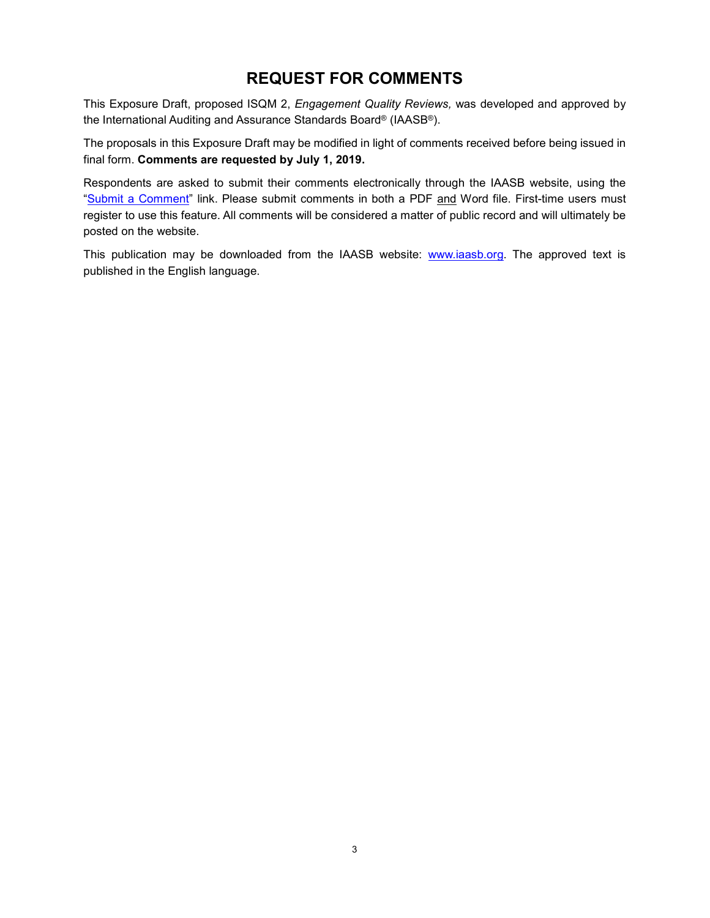# REQUEST FOR COMMENTS

This Exposure Draft, proposed ISQM 2, *Engagement Quality Reviews,* was developed and approved by the International Auditing and Assurance Standards Board® (IAASB®).

The proposals in this Exposure Draft may be modified in light of comments received before being issued in final form. **Comments are requested by July 1, 2019.**

Respondents are asked to submit their comments electronically through the IAASB website, using the "[Submit a Comment]" link. Please submit comments in both a PDF and Word file. First-time users must register to use this feature. All comments will be considered a matter of public record and will ultimately be posted on the website.

This publication may be downloaded from the IAASB website: www.iaasb.org. The approved text is published in the English language.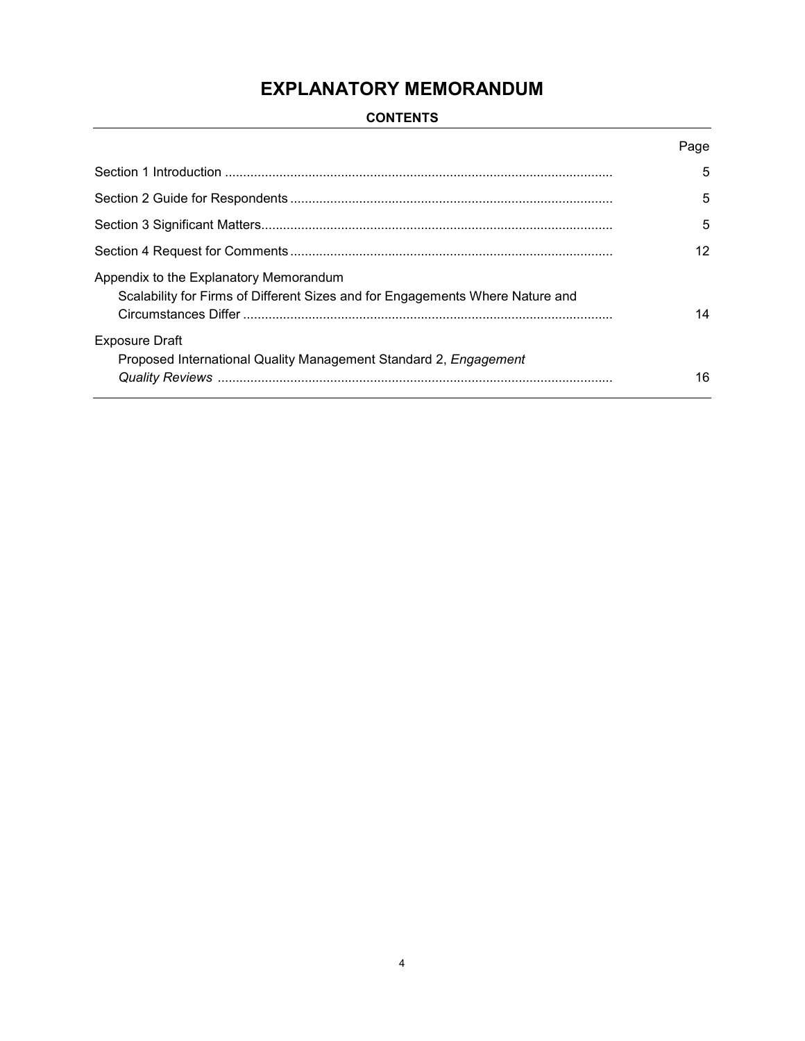# EXPLANATORY MEMORANDUM

**CONTENTS**

| | Page |
|---|---|
| Section 1 Introduction | 5 |
| Section 2 Guide for Respondents | 5 |
| Section 3 Significant Matters | 5 |
| Section 4 Request for Comments | 12 |
| Appendix to the Explanatory Memorandum<br>Scalability for Firms of Different Sizes and for Engagements Where Nature and Circumstances Differ | 14 |
| Exposure Draft<br>Proposed International Quality Management Standard 2, *Engagement Quality Reviews* | 16 |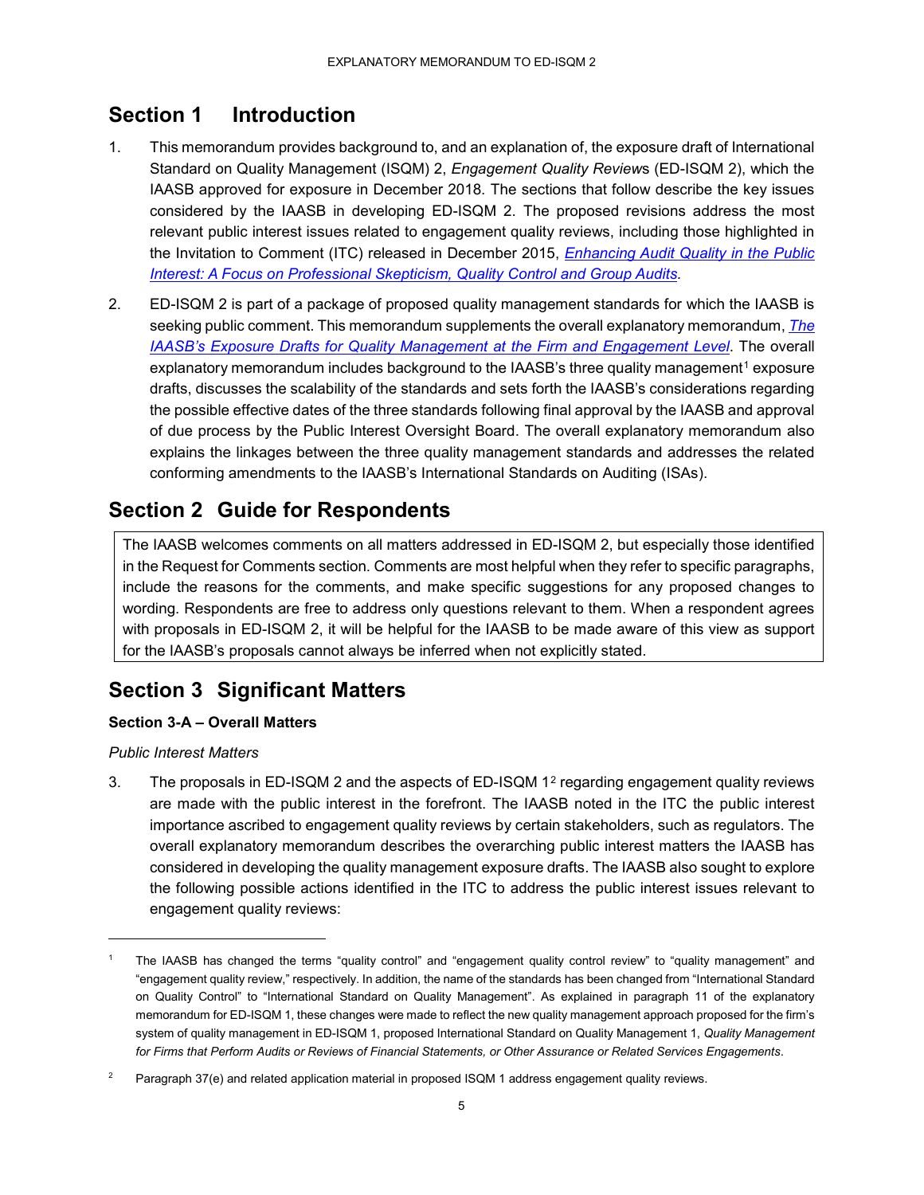## Section 1 Introduction

1. This memorandum provides background to, and an explanation of, the exposure draft of International Standard on Quality Management (ISQM) 2, *Engagement Quality Reviews* (ED-ISQM 2), which the IAASB approved for exposure in December 2018. The sections that follow describe the key issues considered by the IAASB in developing ED-ISQM 2. The proposed revisions address the most relevant public interest issues related to engagement quality reviews, including those highlighted in the Invitation to Comment (ITC) released in December 2015, *Enhancing Audit Quality in the Public Interest: A Focus on Professional Skepticism, Quality Control and Group Audits*.

2. ED-ISQM 2 is part of a package of proposed quality management standards for which the IAASB is seeking public comment. This memorandum supplements the overall explanatory memorandum, *The IAASB's Exposure Drafts for Quality Management at the Firm and Engagement Level*. The overall explanatory memorandum includes background to the IAASB's three quality management[1] exposure drafts, discusses the scalability of the standards and sets forth the IAASB's considerations regarding the possible effective dates of the three standards following final approval by the IAASB and approval of due process by the Public Interest Oversight Board. The overall explanatory memorandum also explains the linkages between the three quality management standards and addresses the related conforming amendments to the IAASB's International Standards on Auditing (ISAs).

## Section 2 Guide for Respondents

The IAASB welcomes comments on all matters addressed in ED-ISQM 2, but especially those identified in the Request for Comments section. Comments are most helpful when they refer to specific paragraphs, include the reasons for the comments, and make specific suggestions for any proposed changes to wording. Respondents are free to address only questions relevant to them. When a respondent agrees with proposals in ED-ISQM 2, it will be helpful for the IAASB to be made aware of this view as support for the IAASB's proposals cannot always be inferred when not explicitly stated.

## Section 3 Significant Matters

### Section 3-A – Overall Matters

*Public Interest Matters*

3. The proposals in ED-ISQM 2 and the aspects of ED-ISQM 1[2] regarding engagement quality reviews are made with the public interest in the forefront. The IAASB noted in the ITC the public interest importance ascribed to engagement quality reviews by certain stakeholders, such as regulators. The overall explanatory memorandum describes the overarching public interest matters the IAASB has considered in developing the quality management exposure drafts. The IAASB also sought to explore the following possible actions identified in the ITC to address the public interest issues relevant to engagement quality reviews:

---

[1] The IAASB has changed the terms "quality control" and "engagement quality control review" to "quality management" and "engagement quality review," respectively. In addition, the name of the standards has been changed from "International Standard on Quality Control" to "International Standard on Quality Management". As explained in paragraph 11 of the explanatory memorandum for ED-ISQM 1, these changes were made to reflect the new quality management approach proposed for the firm's system of quality management in ED-ISQM 1, proposed International Standard on Quality Management 1, *Quality Management for Firms that Perform Audits or Reviews of Financial Statements, or Other Assurance or Related Services Engagements*.

[2] Paragraph 37(e) and related application material in proposed ISQM 1 address engagement quality reviews.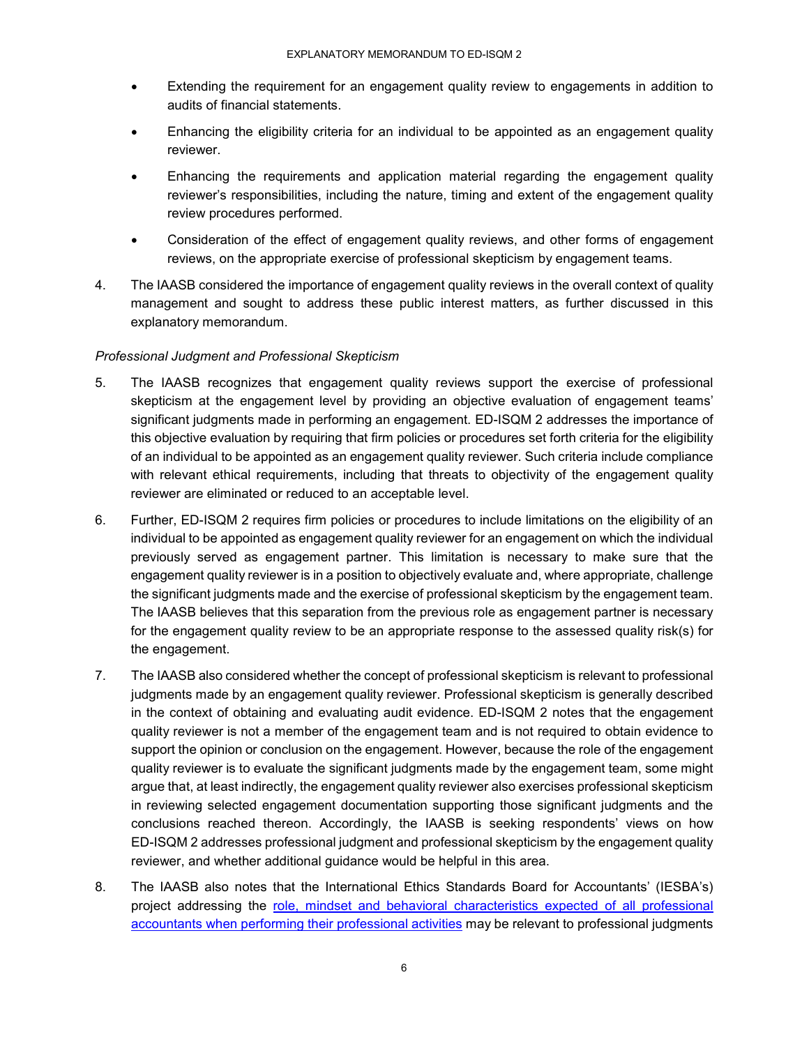- Extending the requirement for an engagement quality review to engagements in addition to audits of financial statements.
- Enhancing the eligibility criteria for an individual to be appointed as an engagement quality reviewer.
- Enhancing the requirements and application material regarding the engagement quality reviewer's responsibilities, including the nature, timing and extent of the engagement quality review procedures performed.
- Consideration of the effect of engagement quality reviews, and other forms of engagement reviews, on the appropriate exercise of professional skepticism by engagement teams.

4. The IAASB considered the importance of engagement quality reviews in the overall context of quality management and sought to address these public interest matters, as further discussed in this explanatory memorandum.

*Professional Judgment and Professional Skepticism*

5. The IAASB recognizes that engagement quality reviews support the exercise of professional skepticism at the engagement level by providing an objective evaluation of engagement teams' significant judgments made in performing an engagement. ED-ISQM 2 addresses the importance of this objective evaluation by requiring that firm policies or procedures set forth criteria for the eligibility of an individual to be appointed as an engagement quality reviewer. Such criteria include compliance with relevant ethical requirements, including that threats to objectivity of the engagement quality reviewer are eliminated or reduced to an acceptable level.

6. Further, ED-ISQM 2 requires firm policies or procedures to include limitations on the eligibility of an individual to be appointed as engagement quality reviewer for an engagement on which the individual previously served as engagement partner. This limitation is necessary to make sure that the engagement quality reviewer is in a position to objectively evaluate and, where appropriate, challenge the significant judgments made and the exercise of professional skepticism by the engagement team. The IAASB believes that this separation from the previous role as engagement partner is necessary for the engagement quality review to be an appropriate response to the assessed quality risk(s) for the engagement.

7. The IAASB also considered whether the concept of professional skepticism is relevant to professional judgments made by an engagement quality reviewer. Professional skepticism is generally described in the context of obtaining and evaluating audit evidence. ED-ISQM 2 notes that the engagement quality reviewer is not a member of the engagement team and is not required to obtain evidence to support the opinion or conclusion on the engagement. However, because the role of the engagement quality reviewer is to evaluate the significant judgments made by the engagement team, some might argue that, at least indirectly, the engagement quality reviewer also exercises professional skepticism in reviewing selected engagement documentation supporting those significant judgments and the conclusions reached thereon. Accordingly, the IAASB is seeking respondents' views on how ED-ISQM 2 addresses professional judgment and professional skepticism by the engagement quality reviewer, and whether additional guidance would be helpful in this area.

8. The IAASB also notes that the International Ethics Standards Board for Accountants' (IESBA's) project addressing the role, mindset and behavioral characteristics expected of all professional accountants when performing their professional activities may be relevant to professional judgments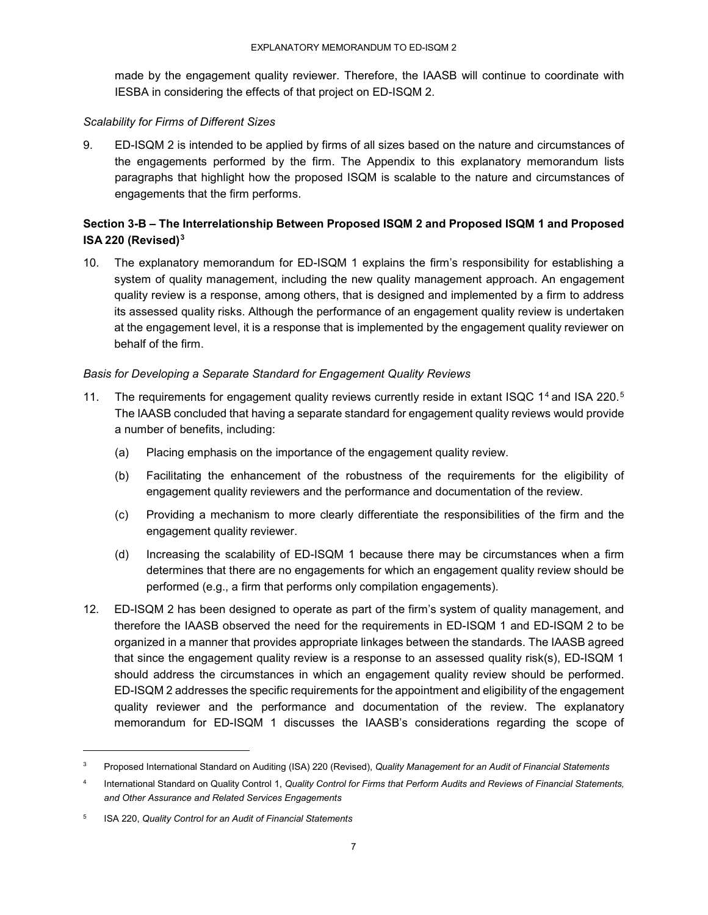made by the engagement quality reviewer. Therefore, the IAASB will continue to coordinate with IESBA in considering the effects of that project on ED-ISQM 2.

*Scalability for Firms of Different Sizes*

9. ED-ISQM 2 is intended to be applied by firms of all sizes based on the nature and circumstances of the engagements performed by the firm. The Appendix to this explanatory memorandum lists paragraphs that highlight how the proposed ISQM is scalable to the nature and circumstances of engagements that the firm performs.

### Section 3-B – The Interrelationship Between Proposed ISQM 2 and Proposed ISQM 1 and Proposed ISA 220 (Revised)[3]

10. The explanatory memorandum for ED-ISQM 1 explains the firm's responsibility for establishing a system of quality management, including the new quality management approach. An engagement quality review is a response, among others, that is designed and implemented by a firm to address its assessed quality risks. Although the performance of an engagement quality review is undertaken at the engagement level, it is a response that is implemented by the engagement quality reviewer on behalf of the firm.

*Basis for Developing a Separate Standard for Engagement Quality Reviews*

11. The requirements for engagement quality reviews currently reside in extant ISQC 1[4] and ISA 220.[5] The IAASB concluded that having a separate standard for engagement quality reviews would provide a number of benefits, including:
    (a) Placing emphasis on the importance of the engagement quality review.
    (b) Facilitating the enhancement of the robustness of the requirements for the eligibility of engagement quality reviewers and the performance and documentation of the review.
    (c) Providing a mechanism to more clearly differentiate the responsibilities of the firm and the engagement quality reviewer.
    (d) Increasing the scalability of ED-ISQM 1 because there may be circumstances when a firm determines that there are no engagements for which an engagement quality review should be performed (e.g., a firm that performs only compilation engagements).

12. ED-ISQM 2 has been designed to operate as part of the firm's system of quality management, and therefore the IAASB observed the need for the requirements in ED-ISQM 1 and ED-ISQM 2 to be organized in a manner that provides appropriate linkages between the standards. The IAASB agreed that since the engagement quality review is a response to an assessed quality risk(s), ED-ISQM 1 should address the circumstances in which an engagement quality review should be performed. ED-ISQM 2 addresses the specific requirements for the appointment and eligibility of the engagement quality reviewer and the performance and documentation of the review. The explanatory memorandum for ED-ISQM 1 discusses the IAASB's considerations regarding the scope of

---

[3] Proposed International Standard on Auditing (ISA) 220 (Revised), *Quality Management for an Audit of Financial Statements*

[4] International Standard on Quality Control 1, *Quality Control for Firms that Perform Audits and Reviews of Financial Statements, and Other Assurance and Related Services Engagements*

[5] ISA 220, *Quality Control for an Audit of Financial Statements*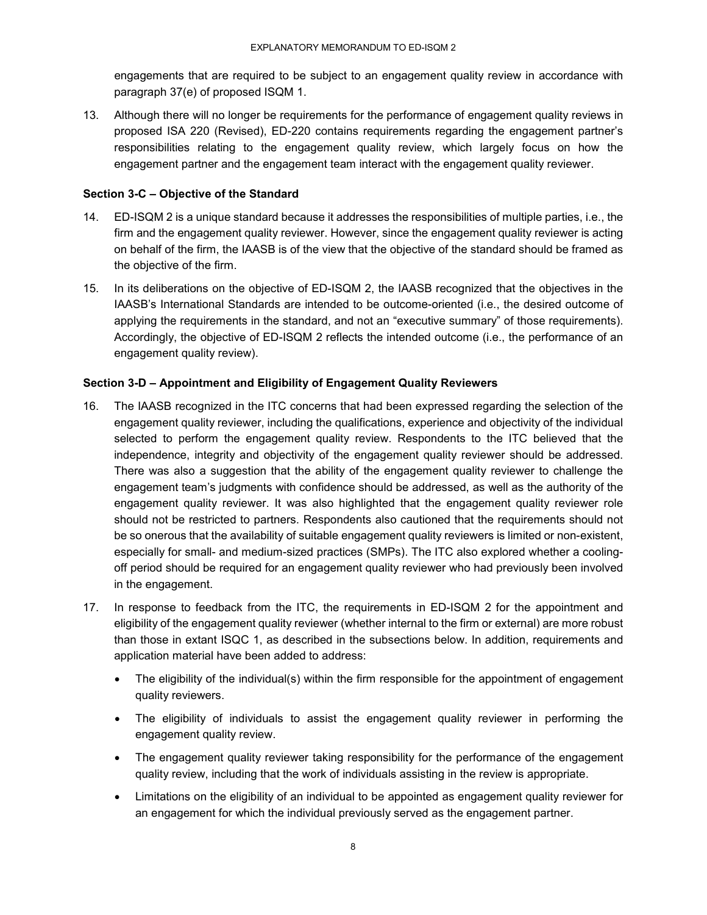engagements that are required to be subject to an engagement quality review in accordance with paragraph 37(e) of proposed ISQM 1.

13. Although there will no longer be requirements for the performance of engagement quality reviews in proposed ISA 220 (Revised), ED-220 contains requirements regarding the engagement partner's responsibilities relating to the engagement quality review, which largely focus on how the engagement partner and the engagement team interact with the engagement quality reviewer.

**Section 3-C – Objective of the Standard**

14. ED-ISQM 2 is a unique standard because it addresses the responsibilities of multiple parties, i.e., the firm and the engagement quality reviewer. However, since the engagement quality reviewer is acting on behalf of the firm, the IAASB is of the view that the objective of the standard should be framed as the objective of the firm.

15. In its deliberations on the objective of ED-ISQM 2, the IAASB recognized that the objectives in the IAASB's International Standards are intended to be outcome-oriented (i.e., the desired outcome of applying the requirements in the standard, and not an "executive summary" of those requirements). Accordingly, the objective of ED-ISQM 2 reflects the intended outcome (i.e., the performance of an engagement quality review).

**Section 3-D – Appointment and Eligibility of Engagement Quality Reviewers**

16. The IAASB recognized in the ITC concerns that had been expressed regarding the selection of the engagement quality reviewer, including the qualifications, experience and objectivity of the individual selected to perform the engagement quality review. Respondents to the ITC believed that the independence, integrity and objectivity of the engagement quality reviewer should be addressed. There was also a suggestion that the ability of the engagement quality reviewer to challenge the engagement team's judgments with confidence should be addressed, as well as the authority of the engagement quality reviewer. It was also highlighted that the engagement quality reviewer role should not be restricted to partners. Respondents also cautioned that the requirements should not be so onerous that the availability of suitable engagement quality reviewers is limited or non-existent, especially for small- and medium-sized practices (SMPs). The ITC also explored whether a cooling-off period should be required for an engagement quality reviewer who had previously been involved in the engagement.

17. In response to feedback from the ITC, the requirements in ED-ISQM 2 for the appointment and eligibility of the engagement quality reviewer (whether internal to the firm or external) are more robust than those in extant ISQC 1, as described in the subsections below. In addition, requirements and application material have been added to address:

    - The eligibility of the individual(s) within the firm responsible for the appointment of engagement quality reviewers.
    - The eligibility of individuals to assist the engagement quality reviewer in performing the engagement quality review.
    - The engagement quality reviewer taking responsibility for the performance of the engagement quality review, including that the work of individuals assisting in the review is appropriate.
    - Limitations on the eligibility of an individual to be appointed as engagement quality reviewer for an engagement for which the individual previously served as the engagement partner.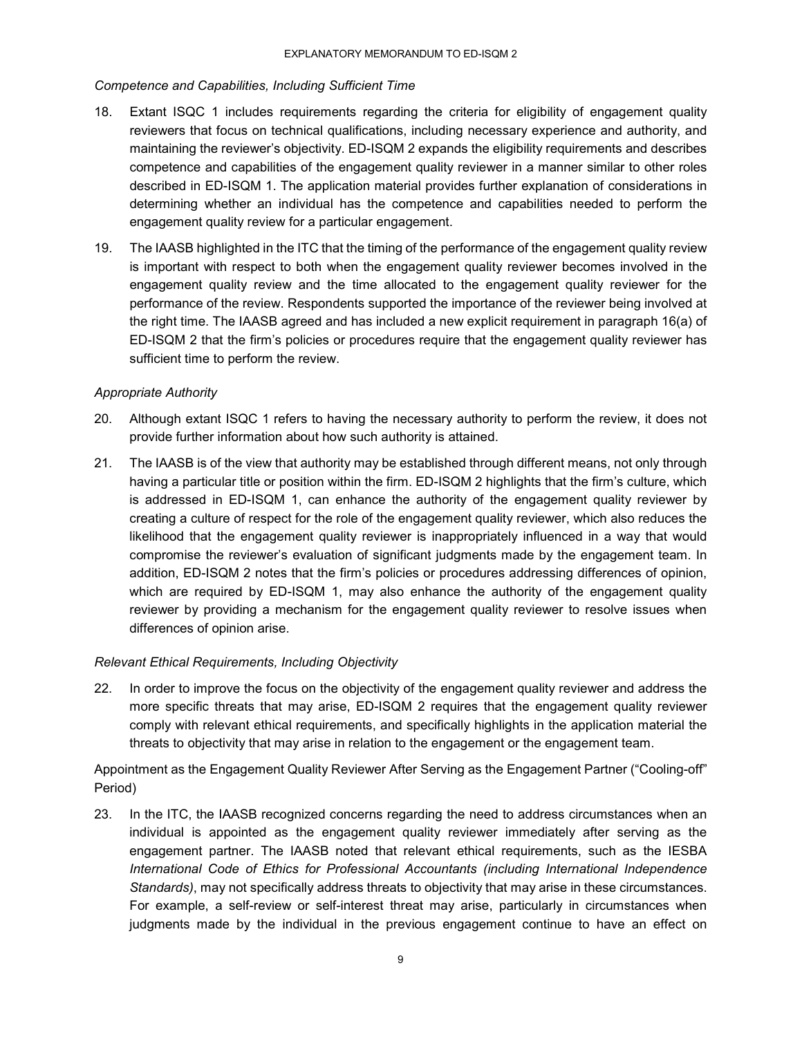*Competence and Capabilities, Including Sufficient Time*

18. Extant ISQC 1 includes requirements regarding the criteria for eligibility of engagement quality reviewers that focus on technical qualifications, including necessary experience and authority, and maintaining the reviewer's objectivity. ED-ISQM 2 expands the eligibility requirements and describes competence and capabilities of the engagement quality reviewer in a manner similar to other roles described in ED-ISQM 1. The application material provides further explanation of considerations in determining whether an individual has the competence and capabilities needed to perform the engagement quality review for a particular engagement.

19. The IAASB highlighted in the ITC that the timing of the performance of the engagement quality review is important with respect to both when the engagement quality reviewer becomes involved in the engagement quality review and the time allocated to the engagement quality reviewer for the performance of the review. Respondents supported the importance of the reviewer being involved at the right time. The IAASB agreed and has included a new explicit requirement in paragraph 16(a) of ED-ISQM 2 that the firm's policies or procedures require that the engagement quality reviewer has sufficient time to perform the review.

*Appropriate Authority*

20. Although extant ISQC 1 refers to having the necessary authority to perform the review, it does not provide further information about how such authority is attained.

21. The IAASB is of the view that authority may be established through different means, not only through having a particular title or position within the firm. ED-ISQM 2 highlights that the firm's culture, which is addressed in ED-ISQM 1, can enhance the authority of the engagement quality reviewer by creating a culture of respect for the role of the engagement quality reviewer, which also reduces the likelihood that the engagement quality reviewer is inappropriately influenced in a way that would compromise the reviewer's evaluation of significant judgments made by the engagement team. In addition, ED-ISQM 2 notes that the firm's policies or procedures addressing differences of opinion, which are required by ED-ISQM 1, may also enhance the authority of the engagement quality reviewer by providing a mechanism for the engagement quality reviewer to resolve issues when differences of opinion arise.

*Relevant Ethical Requirements, Including Objectivity*

22. In order to improve the focus on the objectivity of the engagement quality reviewer and address the more specific threats that may arise, ED-ISQM 2 requires that the engagement quality reviewer comply with relevant ethical requirements, and specifically highlights in the application material the threats to objectivity that may arise in relation to the engagement or the engagement team.

Appointment as the Engagement Quality Reviewer After Serving as the Engagement Partner ("Cooling-off" Period)

23. In the ITC, the IAASB recognized concerns regarding the need to address circumstances when an individual is appointed as the engagement quality reviewer immediately after serving as the engagement partner. The IAASB noted that relevant ethical requirements, such as the IESBA *International Code of Ethics for Professional Accountants (including International Independence Standards)*, may not specifically address threats to objectivity that may arise in these circumstances. For example, a self-review or self-interest threat may arise, particularly in circumstances when judgments made by the individual in the previous engagement continue to have an effect on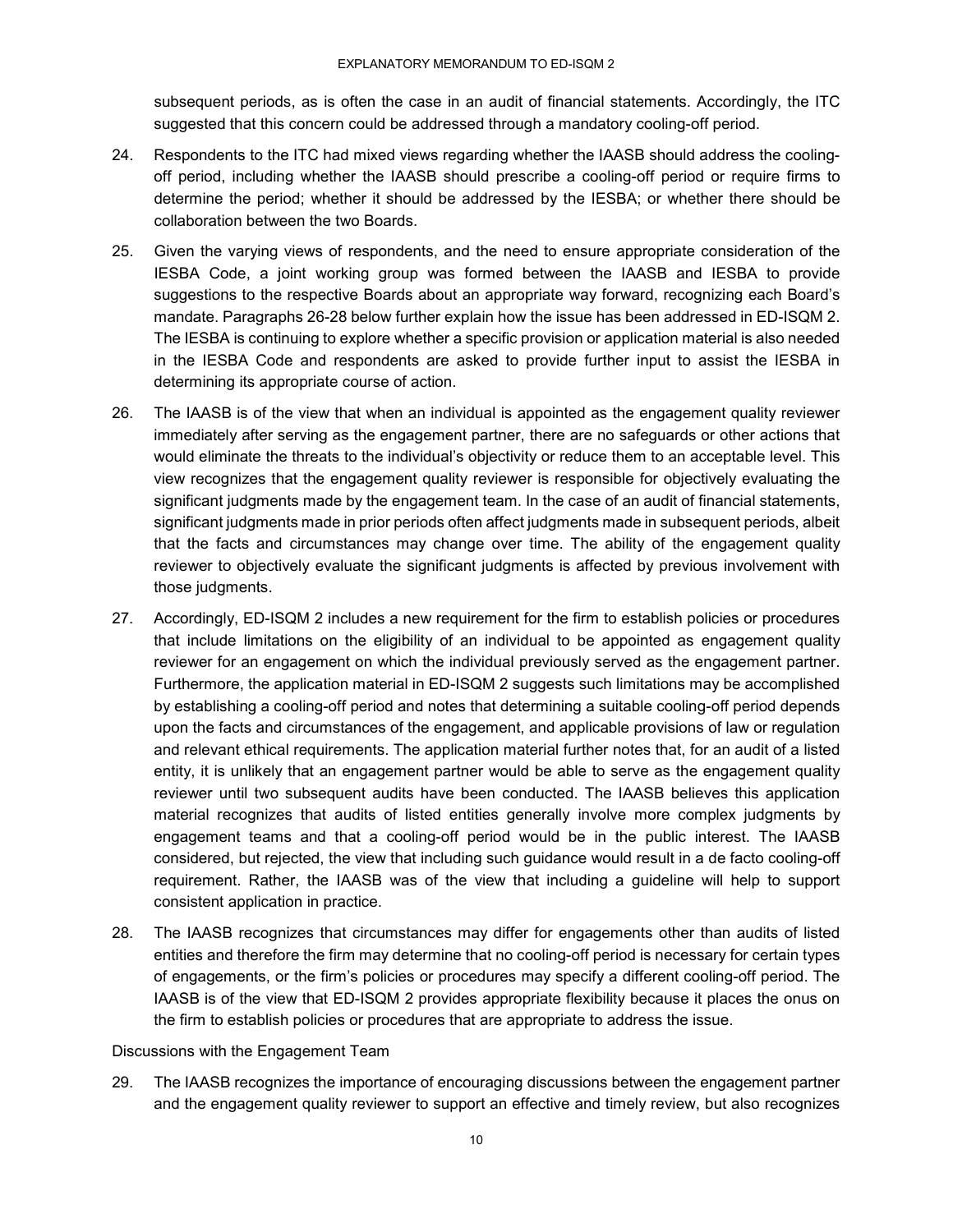subsequent periods, as is often the case in an audit of financial statements. Accordingly, the ITC suggested that this concern could be addressed through a mandatory cooling-off period.

24. Respondents to the ITC had mixed views regarding whether the IAASB should address the cooling-off period, including whether the IAASB should prescribe a cooling-off period or require firms to determine the period; whether it should be addressed by the IESBA; or whether there should be collaboration between the two Boards.

25. Given the varying views of respondents, and the need to ensure appropriate consideration of the IESBA Code, a joint working group was formed between the IAASB and IESBA to provide suggestions to the respective Boards about an appropriate way forward, recognizing each Board's mandate. Paragraphs 26-28 below further explain how the issue has been addressed in ED-ISQM 2. The IESBA is continuing to explore whether a specific provision or application material is also needed in the IESBA Code and respondents are asked to provide further input to assist the IESBA in determining its appropriate course of action.

26. The IAASB is of the view that when an individual is appointed as the engagement quality reviewer immediately after serving as the engagement partner, there are no safeguards or other actions that would eliminate the threats to the individual's objectivity or reduce them to an acceptable level. This view recognizes that the engagement quality reviewer is responsible for objectively evaluating the significant judgments made by the engagement team. In the case of an audit of financial statements, significant judgments made in prior periods often affect judgments made in subsequent periods, albeit that the facts and circumstances may change over time. The ability of the engagement quality reviewer to objectively evaluate the significant judgments is affected by previous involvement with those judgments.

27. Accordingly, ED-ISQM 2 includes a new requirement for the firm to establish policies or procedures that include limitations on the eligibility of an individual to be appointed as engagement quality reviewer for an engagement on which the individual previously served as the engagement partner. Furthermore, the application material in ED-ISQM 2 suggests such limitations may be accomplished by establishing a cooling-off period and notes that determining a suitable cooling-off period depends upon the facts and circumstances of the engagement, and applicable provisions of law or regulation and relevant ethical requirements. The application material further notes that, for an audit of a listed entity, it is unlikely that an engagement partner would be able to serve as the engagement quality reviewer until two subsequent audits have been conducted. The IAASB believes this application material recognizes that audits of listed entities generally involve more complex judgments by engagement teams and that a cooling-off period would be in the public interest. The IAASB considered, but rejected, the view that including such guidance would result in a de facto cooling-off requirement. Rather, the IAASB was of the view that including a guideline will help to support consistent application in practice.

28. The IAASB recognizes that circumstances may differ for engagements other than audits of listed entities and therefore the firm may determine that no cooling-off period is necessary for certain types of engagements, or the firm's policies or procedures may specify a different cooling-off period. The IAASB is of the view that ED-ISQM 2 provides appropriate flexibility because it places the onus on the firm to establish policies or procedures that are appropriate to address the issue.

Discussions with the Engagement Team

29. The IAASB recognizes the importance of encouraging discussions between the engagement partner and the engagement quality reviewer to support an effective and timely review, but also recognizes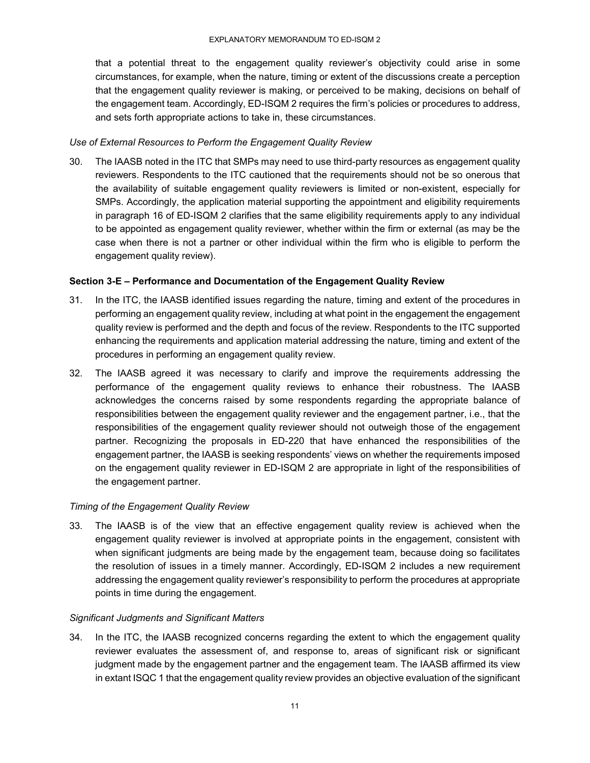that a potential threat to the engagement quality reviewer's objectivity could arise in some circumstances, for example, when the nature, timing or extent of the discussions create a perception that the engagement quality reviewer is making, or perceived to be making, decisions on behalf of the engagement team. Accordingly, ED-ISQM 2 requires the firm's policies or procedures to address, and sets forth appropriate actions to take in, these circumstances.

*Use of External Resources to Perform the Engagement Quality Review*

30. The IAASB noted in the ITC that SMPs may need to use third-party resources as engagement quality reviewers. Respondents to the ITC cautioned that the requirements should not be so onerous that the availability of suitable engagement quality reviewers is limited or non-existent, especially for SMPs. Accordingly, the application material supporting the appointment and eligibility requirements in paragraph 16 of ED-ISQM 2 clarifies that the same eligibility requirements apply to any individual to be appointed as engagement quality reviewer, whether within the firm or external (as may be the case when there is not a partner or other individual within the firm who is eligible to perform the engagement quality review).

**Section 3-E – Performance and Documentation of the Engagement Quality Review**

31. In the ITC, the IAASB identified issues regarding the nature, timing and extent of the procedures in performing an engagement quality review, including at what point in the engagement the engagement quality review is performed and the depth and focus of the review. Respondents to the ITC supported enhancing the requirements and application material addressing the nature, timing and extent of the procedures in performing an engagement quality review.

32. The IAASB agreed it was necessary to clarify and improve the requirements addressing the performance of the engagement quality reviews to enhance their robustness. The IAASB acknowledges the concerns raised by some respondents regarding the appropriate balance of responsibilities between the engagement quality reviewer and the engagement partner, i.e., that the responsibilities of the engagement quality reviewer should not outweigh those of the engagement partner. Recognizing the proposals in ED-220 that have enhanced the responsibilities of the engagement partner, the IAASB is seeking respondents' views on whether the requirements imposed on the engagement quality reviewer in ED-ISQM 2 are appropriate in light of the responsibilities of the engagement partner.

*Timing of the Engagement Quality Review*

33. The IAASB is of the view that an effective engagement quality review is achieved when the engagement quality reviewer is involved at appropriate points in the engagement, consistent with when significant judgments are being made by the engagement team, because doing so facilitates the resolution of issues in a timely manner. Accordingly, ED-ISQM 2 includes a new requirement addressing the engagement quality reviewer's responsibility to perform the procedures at appropriate points in time during the engagement.

*Significant Judgments and Significant Matters*

34. In the ITC, the IAASB recognized concerns regarding the extent to which the engagement quality reviewer evaluates the assessment of, and response to, areas of significant risk or significant judgment made by the engagement partner and the engagement team. The IAASB affirmed its view in extant ISQC 1 that the engagement quality review provides an objective evaluation of the significant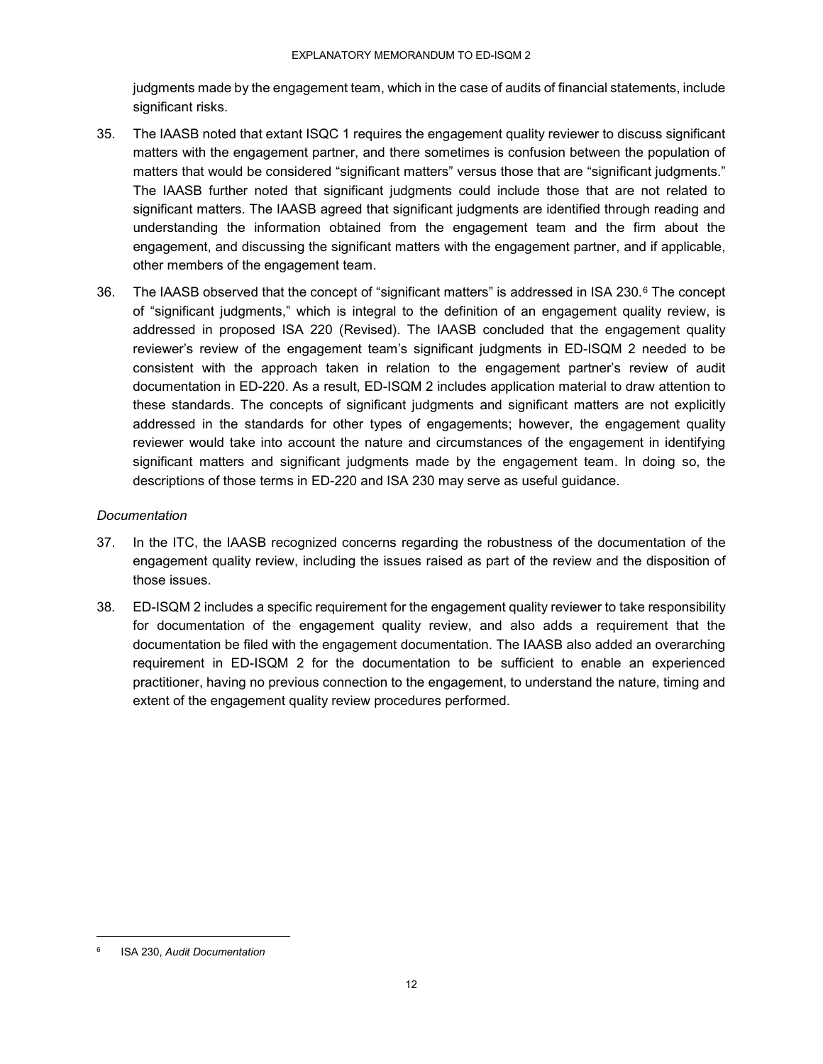judgments made by the engagement team, which in the case of audits of financial statements, include significant risks.

35. The IAASB noted that extant ISQC 1 requires the engagement quality reviewer to discuss significant matters with the engagement partner, and there sometimes is confusion between the population of matters that would be considered "significant matters" versus those that are "significant judgments." The IAASB further noted that significant judgments could include those that are not related to significant matters. The IAASB agreed that significant judgments are identified through reading and understanding the information obtained from the engagement team and the firm about the engagement, and discussing the significant matters with the engagement partner, and if applicable, other members of the engagement team.

36. The IAASB observed that the concept of "significant matters" is addressed in ISA 230.[6] The concept of "significant judgments," which is integral to the definition of an engagement quality review, is addressed in proposed ISA 220 (Revised). The IAASB concluded that the engagement quality reviewer's review of the engagement team's significant judgments in ED-ISQM 2 needed to be consistent with the approach taken in relation to the engagement partner's review of audit documentation in ED-220. As a result, ED-ISQM 2 includes application material to draw attention to these standards. The concepts of significant judgments and significant matters are not explicitly addressed in the standards for other types of engagements; however, the engagement quality reviewer would take into account the nature and circumstances of the engagement in identifying significant matters and significant judgments made by the engagement team. In doing so, the descriptions of those terms in ED-220 and ISA 230 may serve as useful guidance.

*Documentation*

37. In the ITC, the IAASB recognized concerns regarding the robustness of the documentation of the engagement quality review, including the issues raised as part of the review and the disposition of those issues.

38. ED-ISQM 2 includes a specific requirement for the engagement quality reviewer to take responsibility for documentation of the engagement quality review, and also adds a requirement that the documentation be filed with the engagement documentation. The IAASB also added an overarching requirement in ED-ISQM 2 for the documentation to be sufficient to enable an experienced practitioner, having no previous connection to the engagement, to understand the nature, timing and extent of the engagement quality review procedures performed.

---

[6] ISA 230, *Audit Documentation*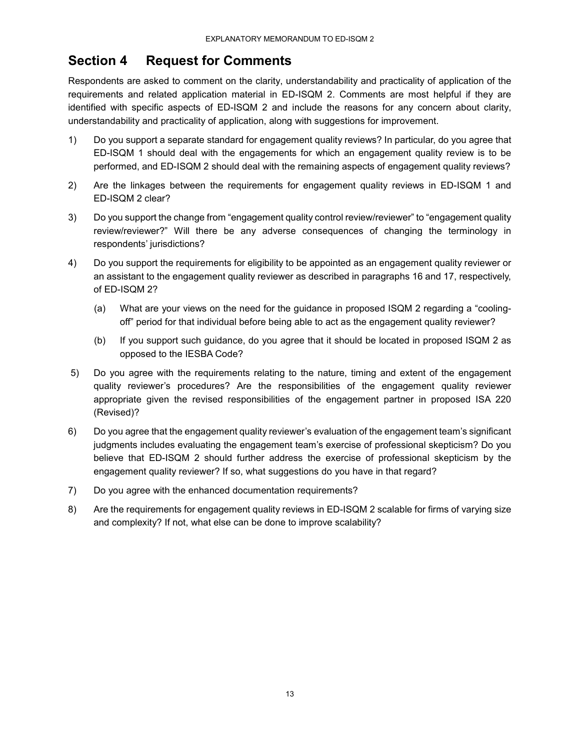## Section 4 Request for Comments

Respondents are asked to comment on the clarity, understandability and practicality of application of the requirements and related application material in ED-ISQM 2. Comments are most helpful if they are identified with specific aspects of ED-ISQM 2 and include the reasons for any concern about clarity, understandability and practicality of application, along with suggestions for improvement.

1) Do you support a separate standard for engagement quality reviews? In particular, do you agree that ED-ISQM 1 should deal with the engagements for which an engagement quality review is to be performed, and ED-ISQM 2 should deal with the remaining aspects of engagement quality reviews?

2) Are the linkages between the requirements for engagement quality reviews in ED-ISQM 1 and ED-ISQM 2 clear?

3) Do you support the change from "engagement quality control review/reviewer" to "engagement quality review/reviewer?" Will there be any adverse consequences of changing the terminology in respondents' jurisdictions?

4) Do you support the requirements for eligibility to be appointed as an engagement quality reviewer or an assistant to the engagement quality reviewer as described in paragraphs 16 and 17, respectively, of ED-ISQM 2?

   (a) What are your views on the need for the guidance in proposed ISQM 2 regarding a "cooling-off" period for that individual before being able to act as the engagement quality reviewer?

   (b) If you support such guidance, do you agree that it should be located in proposed ISQM 2 as opposed to the IESBA Code?

5) Do you agree with the requirements relating to the nature, timing and extent of the engagement quality reviewer's procedures? Are the responsibilities of the engagement quality reviewer appropriate given the revised responsibilities of the engagement partner in proposed ISA 220 (Revised)?

6) Do you agree that the engagement quality reviewer's evaluation of the engagement team's significant judgments includes evaluating the engagement team's exercise of professional skepticism? Do you believe that ED-ISQM 2 should further address the exercise of professional skepticism by the engagement quality reviewer? If so, what suggestions do you have in that regard?

7) Do you agree with the enhanced documentation requirements?

8) Are the requirements for engagement quality reviews in ED-ISQM 2 scalable for firms of varying size and complexity? If not, what else can be done to improve scalability?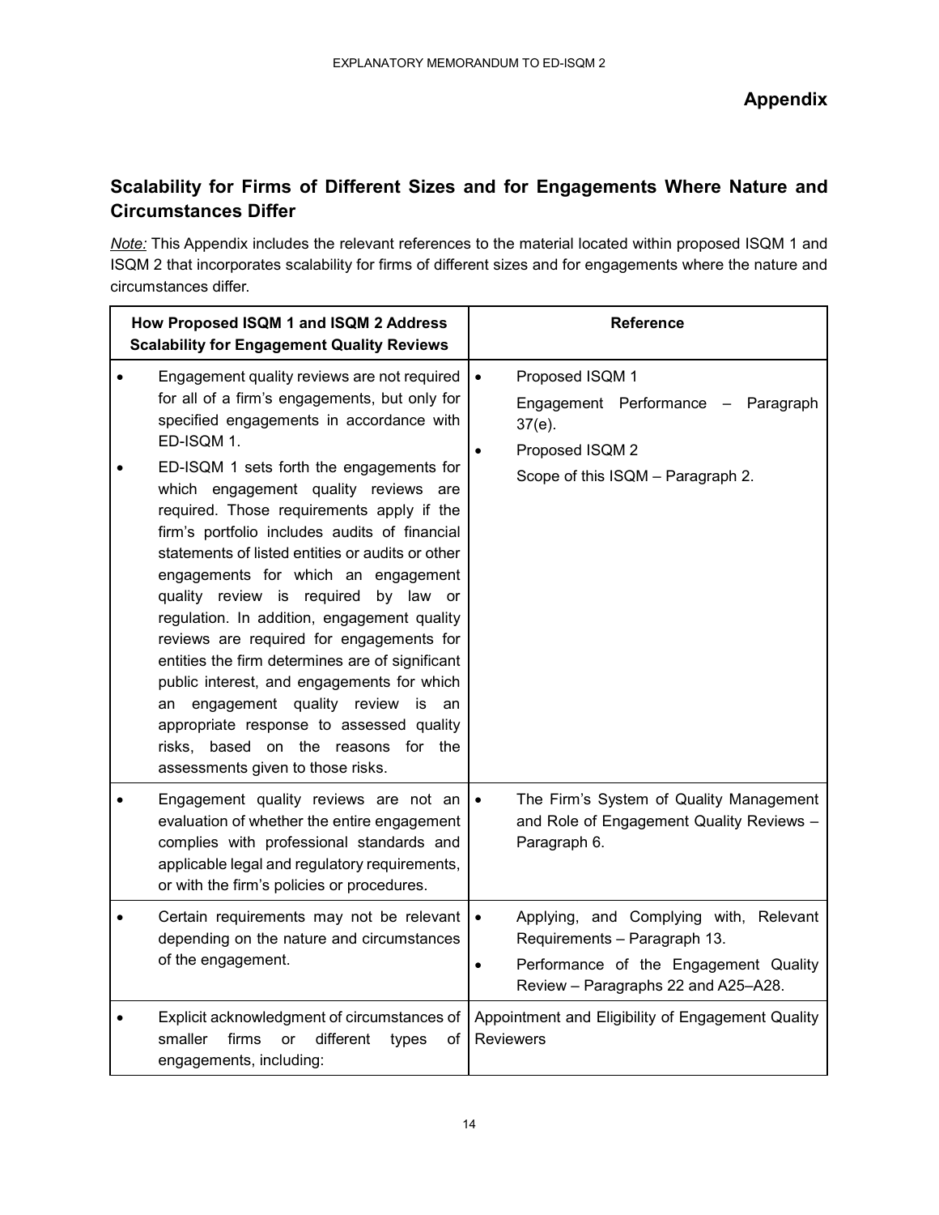## Appendix

### Scalability for Firms of Different Sizes and for Engagements Where Nature and Circumstances Differ

*Note:* This Appendix includes the relevant references to the material located within proposed ISQM 1 and ISQM 2 that incorporates scalability for firms of different sizes and for engagements where the nature and circumstances differ.

| How Proposed ISQM 1 and ISQM 2 Address Scalability for Engagement Quality Reviews | Reference |
|---|---|
| • Engagement quality reviews are not required for all of a firm's engagements, but only for specified engagements in accordance with ED-ISQM 1.<br>• ED-ISQM 1 sets forth the engagements for which engagement quality reviews are required. Those requirements apply if the firm's portfolio includes audits of financial statements of listed entities or audits or other engagements for which an engagement quality review is required by law or regulation. In addition, engagement quality reviews are required for engagements for entities the firm determines are of significant public interest, and engagements for which an engagement quality review is an appropriate response to assessed quality risks, based on the reasons for the assessments given to those risks. | • Proposed ISQM 1<br>Engagement Performance – Paragraph 37(e).<br>• Proposed ISQM 2<br>Scope of this ISQM – Paragraph 2. |
| • Engagement quality reviews are not an evaluation of whether the entire engagement complies with professional standards and applicable legal and regulatory requirements, or with the firm's policies or procedures. | • The Firm's System of Quality Management and Role of Engagement Quality Reviews – Paragraph 6. |
| • Certain requirements may not be relevant depending on the nature and circumstances of the engagement. | • Applying, and Complying with, Relevant Requirements – Paragraph 13.<br>• Performance of the Engagement Quality Review – Paragraphs 22 and A25–A28. |
| • Explicit acknowledgment of circumstances of smaller firms or different types of engagements, including: | Appointment and Eligibility of Engagement Quality Reviewers |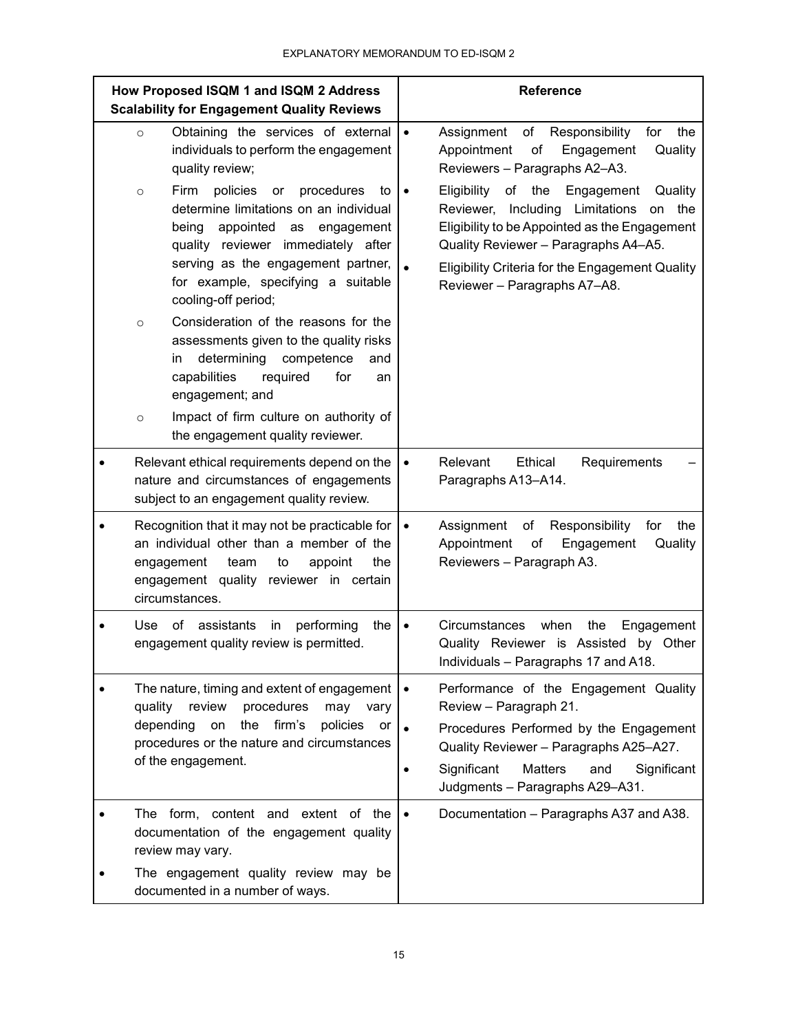| How Proposed ISQM 1 and ISQM 2 Address Scalability for Engagement Quality Reviews | Reference |
|---|---|
| ○ Obtaining the services of external individuals to perform the engagement quality review;<br>○ Firm policies or procedures to determine limitations on an individual being appointed as engagement quality reviewer immediately after serving as the engagement partner, for example, specifying a suitable cooling-off period;<br>○ Consideration of the reasons for the assessments given to the quality risks in determining competence and capabilities required for an engagement; and<br>○ Impact of firm culture on authority of the engagement quality reviewer. | • Assignment of Responsibility for the Appointment of Engagement Quality Reviewers – Paragraphs A2–A3.<br>• Eligibility of the Engagement Quality Reviewer, Including Limitations on the Eligibility to be Appointed as the Engagement Quality Reviewer – Paragraphs A4–A5.<br>• Eligibility Criteria for the Engagement Quality Reviewer – Paragraphs A7–A8. |
| • Relevant ethical requirements depend on the nature and circumstances of engagements subject to an engagement quality review. | • Relevant Ethical Requirements – Paragraphs A13–A14. |
| • Recognition that it may not be practicable for an individual other than a member of the engagement team to appoint the engagement quality reviewer in certain circumstances. | • Assignment of Responsibility for the Appointment of Engagement Quality Reviewers – Paragraph A3. |
| • Use of assistants in performing the engagement quality review is permitted. | • Circumstances when the Engagement Quality Reviewer is Assisted by Other Individuals – Paragraphs 17 and A18. |
| • The nature, timing and extent of engagement quality review procedures may vary depending on the firm's policies or procedures or the nature and circumstances of the engagement. | • Performance of the Engagement Quality Review – Paragraph 21.<br>• Procedures Performed by the Engagement Quality Reviewer – Paragraphs A25–A27.<br>• Significant Matters and Significant Judgments – Paragraphs A29–A31. |
| • The form, content and extent of the documentation of the engagement quality review may vary.<br>• The engagement quality review may be documented in a number of ways. | • Documentation – Paragraphs A37 and A38. |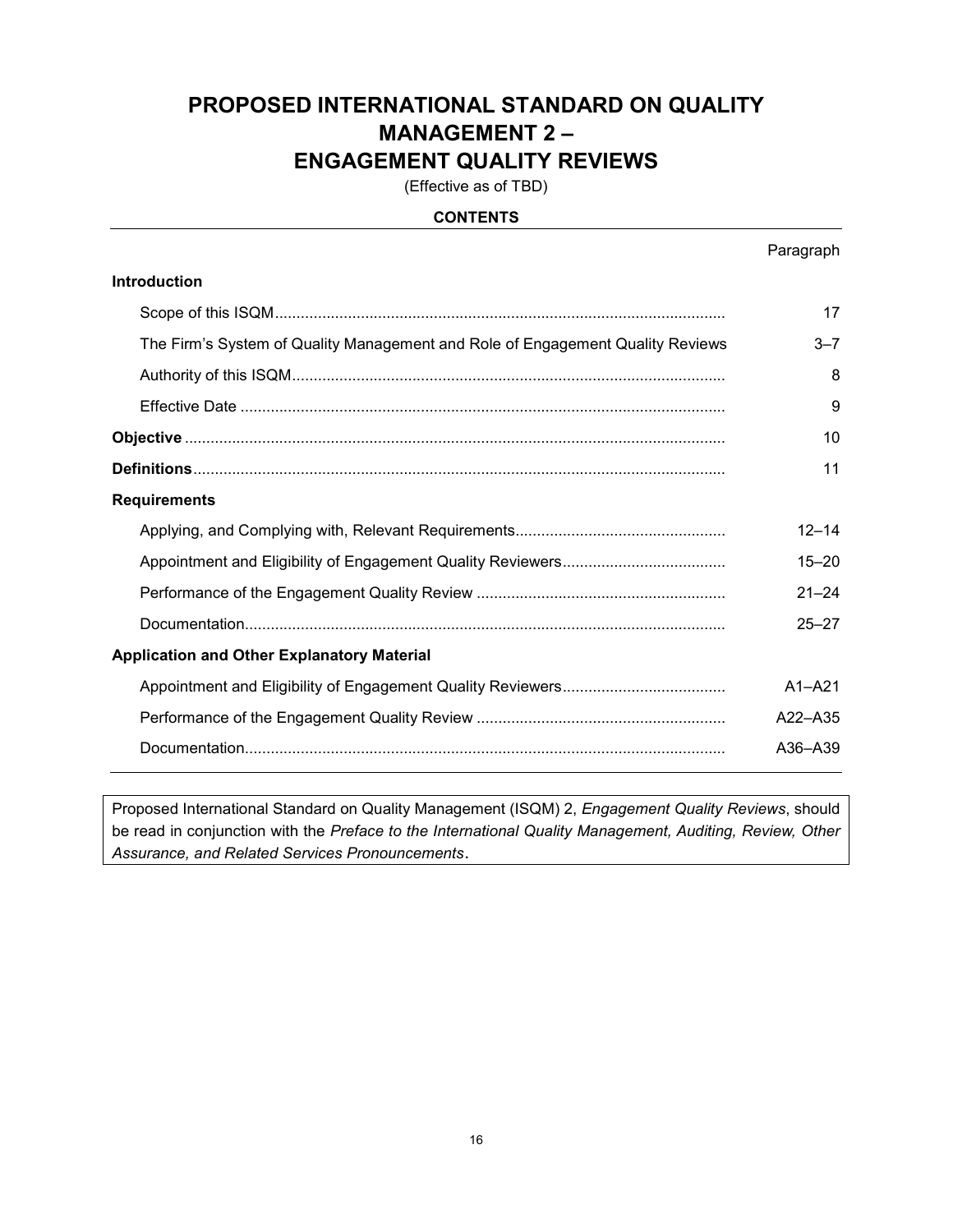# PROPOSED INTERNATIONAL STANDARD ON QUALITY MANAGEMENT 2 – ENGAGEMENT QUALITY REVIEWS

(Effective as of TBD)

**CONTENTS**

| | Paragraph |
|---|---|
| **Introduction** | |
| Scope of this ISQM | 17 |
| The Firm's System of Quality Management and Role of Engagement Quality Reviews | 3–7 |
| Authority of this ISQM | 8 |
| Effective Date | 9 |
| **Objective** | 10 |
| **Definitions** | 11 |
| **Requirements** | |
| Applying, and Complying with, Relevant Requirements | 12–14 |
| Appointment and Eligibility of Engagement Quality Reviewers | 15–20 |
| Performance of the Engagement Quality Review | 21–24 |
| Documentation | 25–27 |
| **Application and Other Explanatory Material** | |
| Appointment and Eligibility of Engagement Quality Reviewers | A1–A21 |
| Performance of the Engagement Quality Review | A22–A35 |
| Documentation | A36–A39 |

Proposed International Standard on Quality Management (ISQM) 2, *Engagement Quality Reviews*, should be read in conjunction with the *Preface to the International Quality Management, Auditing, Review, Other Assurance, and Related Services Pronouncements*.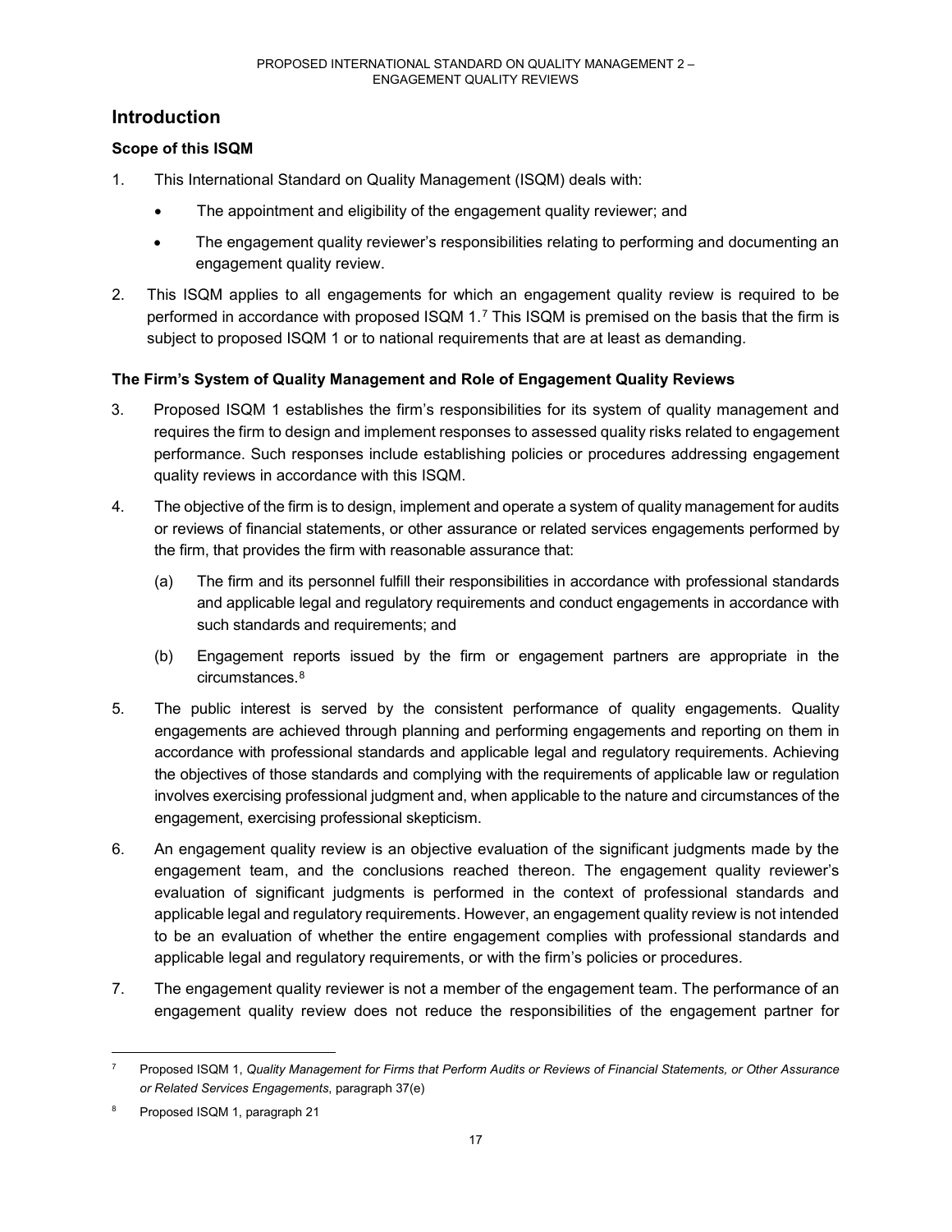## Introduction

### Scope of this ISQM

1. This International Standard on Quality Management (ISQM) deals with:

   - The appointment and eligibility of the engagement quality reviewer; and
   - The engagement quality reviewer's responsibilities relating to performing and documenting an engagement quality review.

2. This ISQM applies to all engagements for which an engagement quality review is required to be performed in accordance with proposed ISQM 1.[7] This ISQM is premised on the basis that the firm is subject to proposed ISQM 1 or to national requirements that are at least as demanding.

### The Firm's System of Quality Management and Role of Engagement Quality Reviews

3. Proposed ISQM 1 establishes the firm's responsibilities for its system of quality management and requires the firm to design and implement responses to assessed quality risks related to engagement performance. Such responses include establishing policies or procedures addressing engagement quality reviews in accordance with this ISQM.

4. The objective of the firm is to design, implement and operate a system of quality management for audits or reviews of financial statements, or other assurance or related services engagements performed by the firm, that provides the firm with reasonable assurance that:

   (a) The firm and its personnel fulfill their responsibilities in accordance with professional standards and applicable legal and regulatory requirements and conduct engagements in accordance with such standards and requirements; and

   (b) Engagement reports issued by the firm or engagement partners are appropriate in the circumstances.[8]

5. The public interest is served by the consistent performance of quality engagements. Quality engagements are achieved through planning and performing engagements and reporting on them in accordance with professional standards and applicable legal and regulatory requirements. Achieving the objectives of those standards and complying with the requirements of applicable law or regulation involves exercising professional judgment and, when applicable to the nature and circumstances of the engagement, exercising professional skepticism.

6. An engagement quality review is an objective evaluation of the significant judgments made by the engagement team, and the conclusions reached thereon. The engagement quality reviewer's evaluation of significant judgments is performed in the context of professional standards and applicable legal and regulatory requirements. However, an engagement quality review is not intended to be an evaluation of whether the entire engagement complies with professional standards and applicable legal and regulatory requirements, or with the firm's policies or procedures.

7. The engagement quality reviewer is not a member of the engagement team. The performance of an engagement quality review does not reduce the responsibilities of the engagement partner for

---

[7] Proposed ISQM 1, *Quality Management for Firms that Perform Audits or Reviews of Financial Statements, or Other Assurance or Related Services Engagements*, paragraph 37(e)

[8] Proposed ISQM 1, paragraph 21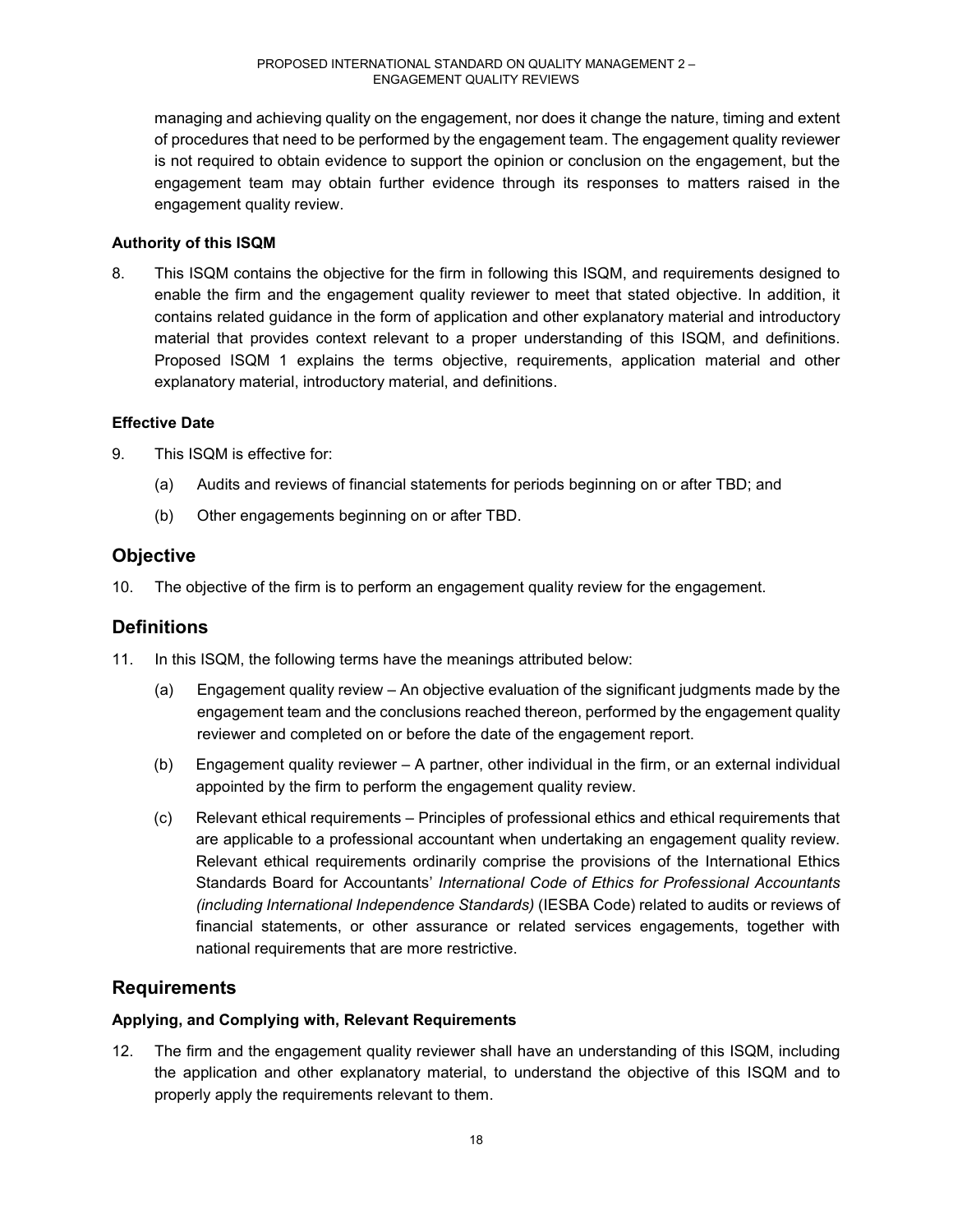managing and achieving quality on the engagement, nor does it change the nature, timing and extent of procedures that need to be performed by the engagement team. The engagement quality reviewer is not required to obtain evidence to support the opinion or conclusion on the engagement, but the engagement team may obtain further evidence through its responses to matters raised in the engagement quality review.

### Authority of this ISQM

8. This ISQM contains the objective for the firm in following this ISQM, and requirements designed to enable the firm and the engagement quality reviewer to meet that stated objective. In addition, it contains related guidance in the form of application and other explanatory material and introductory material that provides context relevant to a proper understanding of this ISQM, and definitions. Proposed ISQM 1 explains the terms objective, requirements, application material and other explanatory material, introductory material, and definitions.

### Effective Date

9. This ISQM is effective for:

   (a) Audits and reviews of financial statements for periods beginning on or after TBD; and

   (b) Other engagements beginning on or after TBD.

## Objective

10. The objective of the firm is to perform an engagement quality review for the engagement.

## Definitions

11. In this ISQM, the following terms have the meanings attributed below:

   (a) Engagement quality review – An objective evaluation of the significant judgments made by the engagement team and the conclusions reached thereon, performed by the engagement quality reviewer and completed on or before the date of the engagement report.

   (b) Engagement quality reviewer – A partner, other individual in the firm, or an external individual appointed by the firm to perform the engagement quality review.

   (c) Relevant ethical requirements – Principles of professional ethics and ethical requirements that are applicable to a professional accountant when undertaking an engagement quality review. Relevant ethical requirements ordinarily comprise the provisions of the International Ethics Standards Board for Accountants' *International Code of Ethics for Professional Accountants (including International Independence Standards)* (IESBA Code) related to audits or reviews of financial statements, or other assurance or related services engagements, together with national requirements that are more restrictive.

## Requirements

### Applying, and Complying with, Relevant Requirements

12. The firm and the engagement quality reviewer shall have an understanding of this ISQM, including the application and other explanatory material, to understand the objective of this ISQM and to properly apply the requirements relevant to them.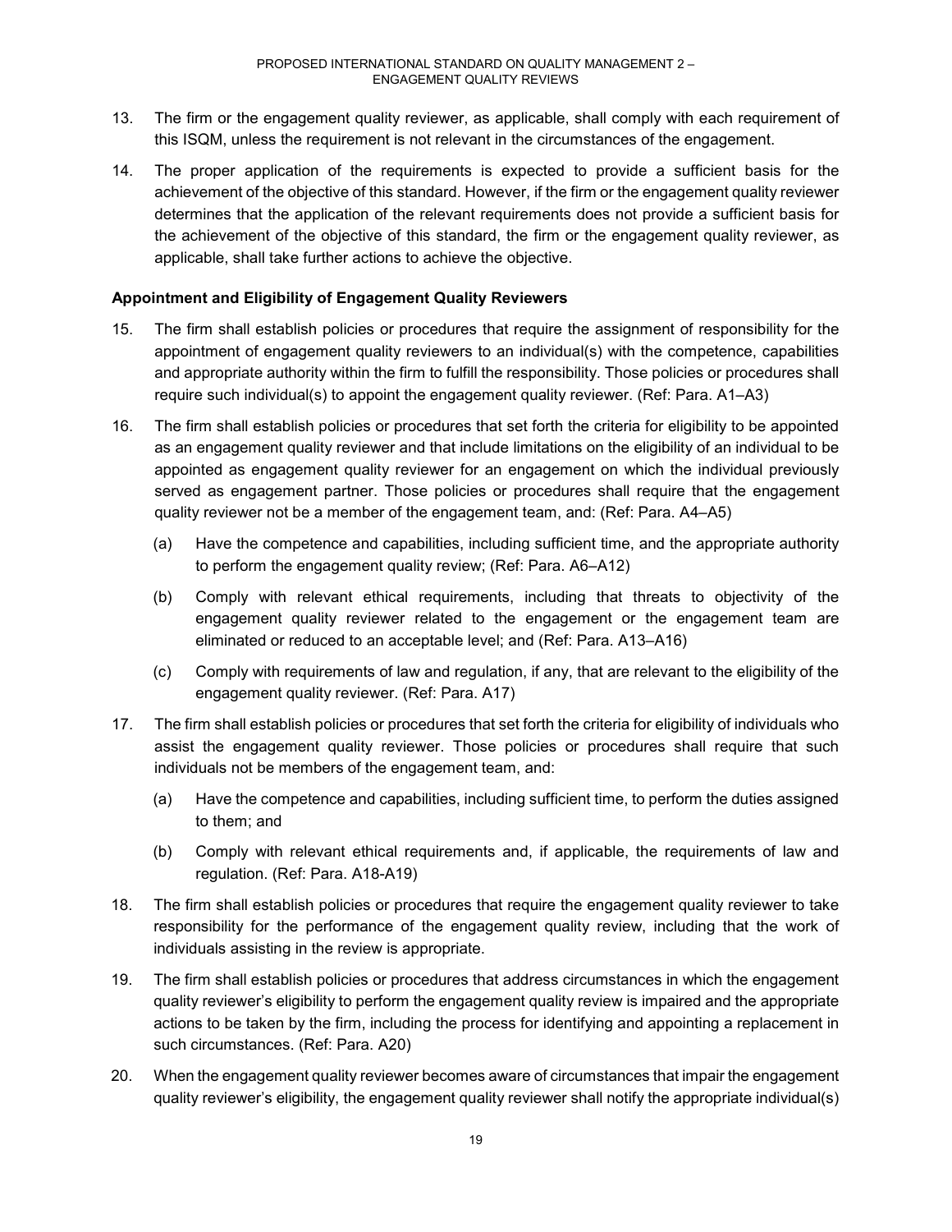13. The firm or the engagement quality reviewer, as applicable, shall comply with each requirement of this ISQM, unless the requirement is not relevant in the circumstances of the engagement.

14. The proper application of the requirements is expected to provide a sufficient basis for the achievement of the objective of this standard. However, if the firm or the engagement quality reviewer determines that the application of the relevant requirements does not provide a sufficient basis for the achievement of the objective of this standard, the firm or the engagement quality reviewer, as applicable, shall take further actions to achieve the objective.

**Appointment and Eligibility of Engagement Quality Reviewers**

15. The firm shall establish policies or procedures that require the assignment of responsibility for the appointment of engagement quality reviewers to an individual(s) with the competence, capabilities and appropriate authority within the firm to fulfill the responsibility. Those policies or procedures shall require such individual(s) to appoint the engagement quality reviewer. (Ref: Para. A1–A3)

16. The firm shall establish policies or procedures that set forth the criteria for eligibility to be appointed as an engagement quality reviewer and that include limitations on the eligibility of an individual to be appointed as engagement quality reviewer for an engagement on which the individual previously served as engagement partner. Those policies or procedures shall require that the engagement quality reviewer not be a member of the engagement team, and: (Ref: Para. A4–A5)

    (a) Have the competence and capabilities, including sufficient time, and the appropriate authority to perform the engagement quality review; (Ref: Para. A6–A12)

    (b) Comply with relevant ethical requirements, including that threats to objectivity of the engagement quality reviewer related to the engagement or the engagement team are eliminated or reduced to an acceptable level; and (Ref: Para. A13–A16)

    (c) Comply with requirements of law and regulation, if any, that are relevant to the eligibility of the engagement quality reviewer. (Ref: Para. A17)

17. The firm shall establish policies or procedures that set forth the criteria for eligibility of individuals who assist the engagement quality reviewer. Those policies or procedures shall require that such individuals not be members of the engagement team, and:

    (a) Have the competence and capabilities, including sufficient time, to perform the duties assigned to them; and

    (b) Comply with relevant ethical requirements and, if applicable, the requirements of law and regulation. (Ref: Para. A18-A19)

18. The firm shall establish policies or procedures that require the engagement quality reviewer to take responsibility for the performance of the engagement quality review, including that the work of individuals assisting in the review is appropriate.

19. The firm shall establish policies or procedures that address circumstances in which the engagement quality reviewer's eligibility to perform the engagement quality review is impaired and the appropriate actions to be taken by the firm, including the process for identifying and appointing a replacement in such circumstances. (Ref: Para. A20)

20. When the engagement quality reviewer becomes aware of circumstances that impair the engagement quality reviewer's eligibility, the engagement quality reviewer shall notify the appropriate individual(s)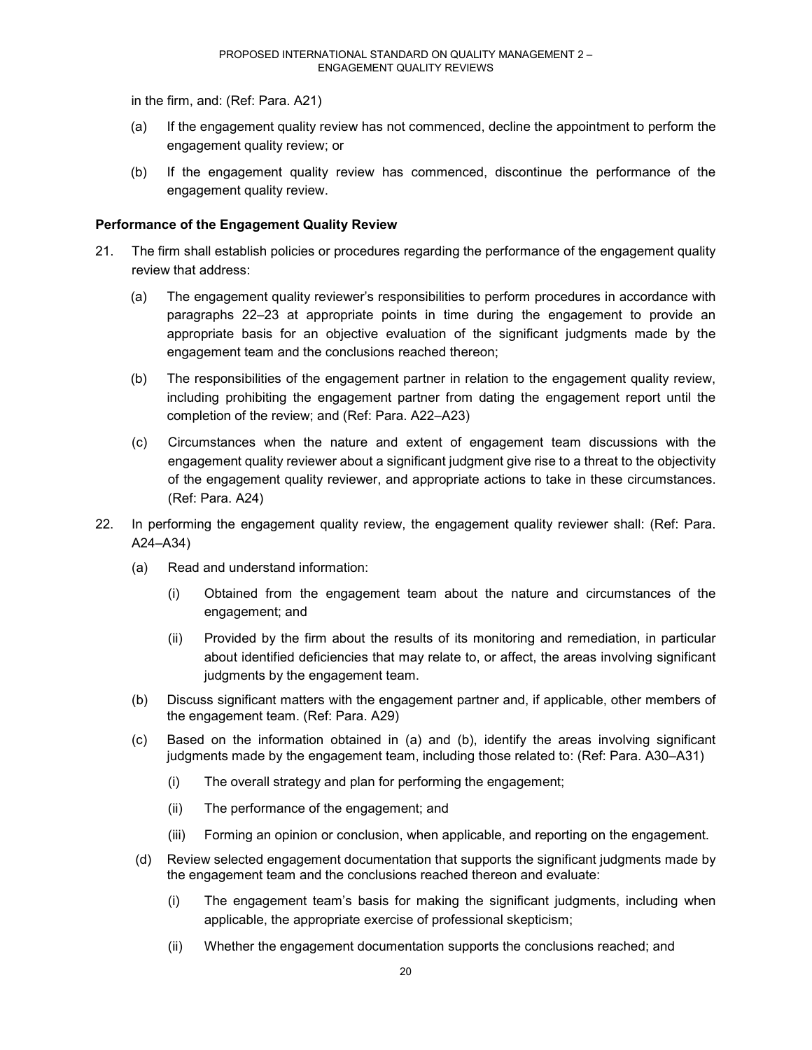in the firm, and: (Ref: Para. A21)

(a) If the engagement quality review has not commenced, decline the appointment to perform the engagement quality review; or

(b) If the engagement quality review has commenced, discontinue the performance of the engagement quality review.

**Performance of the Engagement Quality Review**

21. The firm shall establish policies or procedures regarding the performance of the engagement quality review that address:

    (a) The engagement quality reviewer's responsibilities to perform procedures in accordance with paragraphs 22–23 at appropriate points in time during the engagement to provide an appropriate basis for an objective evaluation of the significant judgments made by the engagement team and the conclusions reached thereon;

    (b) The responsibilities of the engagement partner in relation to the engagement quality review, including prohibiting the engagement partner from dating the engagement report until the completion of the review; and (Ref: Para. A22–A23)

    (c) Circumstances when the nature and extent of engagement team discussions with the engagement quality reviewer about a significant judgment give rise to a threat to the objectivity of the engagement quality reviewer, and appropriate actions to take in these circumstances. (Ref: Para. A24)

22. In performing the engagement quality review, the engagement quality reviewer shall: (Ref: Para. A24–A34)

    (a) Read and understand information:

        (i) Obtained from the engagement team about the nature and circumstances of the engagement; and

        (ii) Provided by the firm about the results of its monitoring and remediation, in particular about identified deficiencies that may relate to, or affect, the areas involving significant judgments by the engagement team.

    (b) Discuss significant matters with the engagement partner and, if applicable, other members of the engagement team. (Ref: Para. A29)

    (c) Based on the information obtained in (a) and (b), identify the areas involving significant judgments made by the engagement team, including those related to: (Ref: Para. A30–A31)

        (i) The overall strategy and plan for performing the engagement;

        (ii) The performance of the engagement; and

        (iii) Forming an opinion or conclusion, when applicable, and reporting on the engagement.

    (d) Review selected engagement documentation that supports the significant judgments made by the engagement team and the conclusions reached thereon and evaluate:

        (i) The engagement team's basis for making the significant judgments, including when applicable, the appropriate exercise of professional skepticism;

        (ii) Whether the engagement documentation supports the conclusions reached; and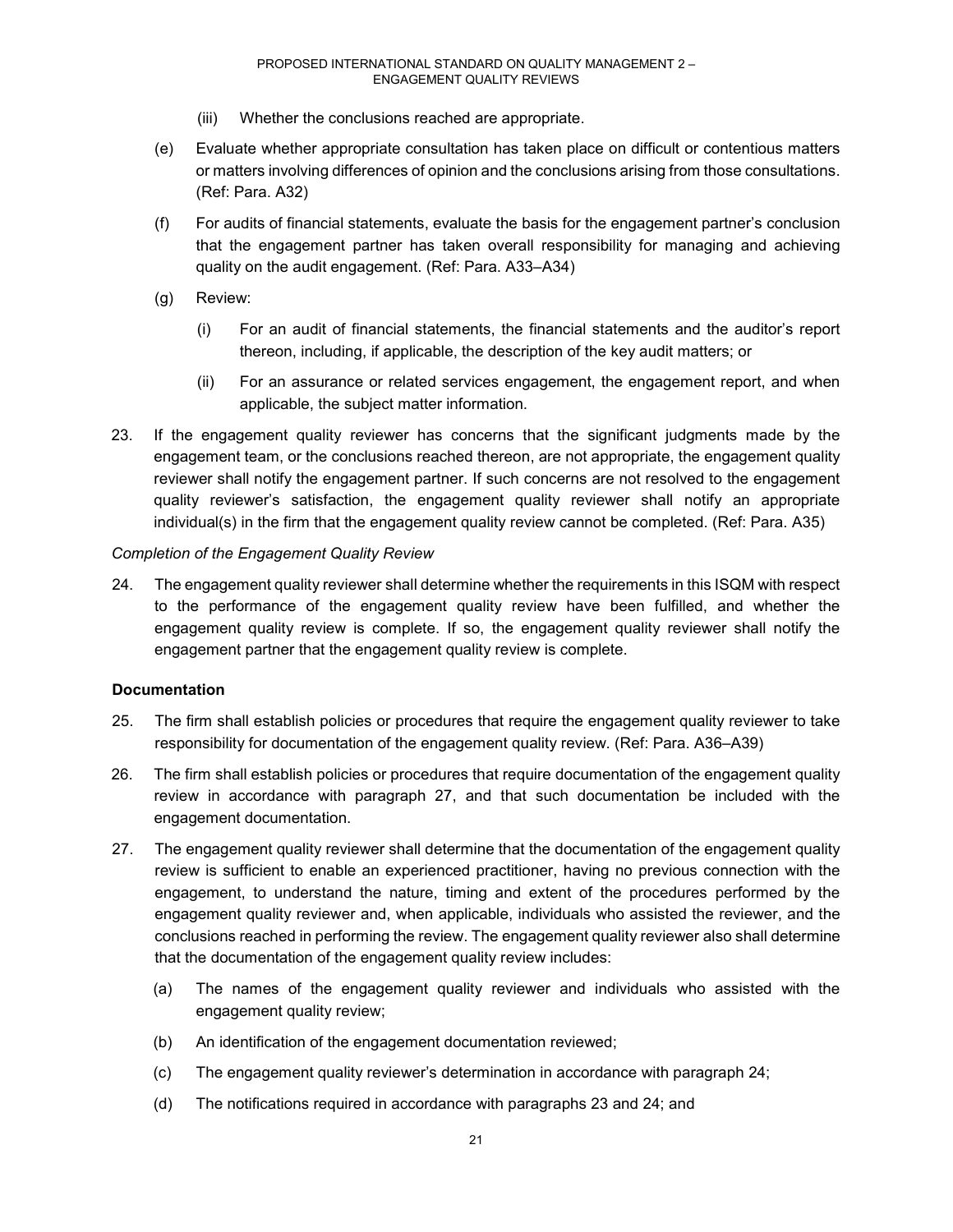(iii) Whether the conclusions reached are appropriate.

(e) Evaluate whether appropriate consultation has taken place on difficult or contentious matters or matters involving differences of opinion and the conclusions arising from those consultations. (Ref: Para. A32)

(f) For audits of financial statements, evaluate the basis for the engagement partner's conclusion that the engagement partner has taken overall responsibility for managing and achieving quality on the audit engagement. (Ref: Para. A33–A34)

(g) Review:

(i) For an audit of financial statements, the financial statements and the auditor's report thereon, including, if applicable, the description of the key audit matters; or

(ii) For an assurance or related services engagement, the engagement report, and when applicable, the subject matter information.

23. If the engagement quality reviewer has concerns that the significant judgments made by the engagement team, or the conclusions reached thereon, are not appropriate, the engagement quality reviewer shall notify the engagement partner. If such concerns are not resolved to the engagement quality reviewer's satisfaction, the engagement quality reviewer shall notify an appropriate individual(s) in the firm that the engagement quality review cannot be completed. (Ref: Para. A35)

*Completion of the Engagement Quality Review*

24. The engagement quality reviewer shall determine whether the requirements in this ISQM with respect to the performance of the engagement quality review have been fulfilled, and whether the engagement quality review is complete. If so, the engagement quality reviewer shall notify the engagement partner that the engagement quality review is complete.

**Documentation**

25. The firm shall establish policies or procedures that require the engagement quality reviewer to take responsibility for documentation of the engagement quality review. (Ref: Para. A36–A39)

26. The firm shall establish policies or procedures that require documentation of the engagement quality review in accordance with paragraph 27, and that such documentation be included with the engagement documentation.

27. The engagement quality reviewer shall determine that the documentation of the engagement quality review is sufficient to enable an experienced practitioner, having no previous connection with the engagement, to understand the nature, timing and extent of the procedures performed by the engagement quality reviewer and, when applicable, individuals who assisted the reviewer, and the conclusions reached in performing the review. The engagement quality reviewer also shall determine that the documentation of the engagement quality review includes:

(a) The names of the engagement quality reviewer and individuals who assisted with the engagement quality review;

(b) An identification of the engagement documentation reviewed;

(c) The engagement quality reviewer's determination in accordance with paragraph 24;

(d) The notifications required in accordance with paragraphs 23 and 24; and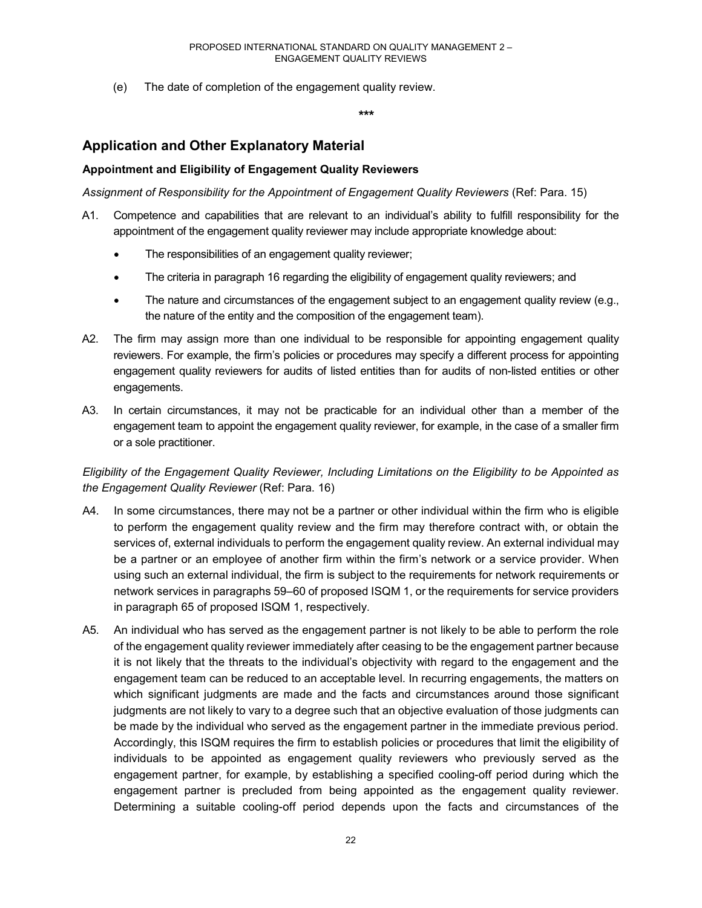(e) The date of completion of the engagement quality review.

\*\*\*

## Application and Other Explanatory Material

### Appointment and Eligibility of Engagement Quality Reviewers

*Assignment of Responsibility for the Appointment of Engagement Quality Reviewers* (Ref: Para. 15)

A1. Competence and capabilities that are relevant to an individual's ability to fulfill responsibility for the appointment of the engagement quality reviewer may include appropriate knowledge about:

- The responsibilities of an engagement quality reviewer;
- The criteria in paragraph 16 regarding the eligibility of engagement quality reviewers; and
- The nature and circumstances of the engagement subject to an engagement quality review (e.g., the nature of the entity and the composition of the engagement team).

A2. The firm may assign more than one individual to be responsible for appointing engagement quality reviewers. For example, the firm's policies or procedures may specify a different process for appointing engagement quality reviewers for audits of listed entities than for audits of non-listed entities or other engagements.

A3. In certain circumstances, it may not be practicable for an individual other than a member of the engagement team to appoint the engagement quality reviewer, for example, in the case of a smaller firm or a sole practitioner.

*Eligibility of the Engagement Quality Reviewer, Including Limitations on the Eligibility to be Appointed as the Engagement Quality Reviewer* (Ref: Para. 16)

A4. In some circumstances, there may not be a partner or other individual within the firm who is eligible to perform the engagement quality review and the firm may therefore contract with, or obtain the services of, external individuals to perform the engagement quality review. An external individual may be a partner or an employee of another firm within the firm's network or a service provider. When using such an external individual, the firm is subject to the requirements for network requirements or network services in paragraphs 59–60 of proposed ISQM 1, or the requirements for service providers in paragraph 65 of proposed ISQM 1, respectively.

A5. An individual who has served as the engagement partner is not likely to be able to perform the role of the engagement quality reviewer immediately after ceasing to be the engagement partner because it is not likely that the threats to the individual's objectivity with regard to the engagement and the engagement team can be reduced to an acceptable level. In recurring engagements, the matters on which significant judgments are made and the facts and circumstances around those significant judgments are not likely to vary to a degree such that an objective evaluation of those judgments can be made by the individual who served as the engagement partner in the immediate previous period. Accordingly, this ISQM requires the firm to establish policies or procedures that limit the eligibility of individuals to be appointed as engagement quality reviewers who previously served as the engagement partner, for example, by establishing a specified cooling-off period during which the engagement partner is precluded from being appointed as the engagement quality reviewer. Determining a suitable cooling-off period depends upon the facts and circumstances of the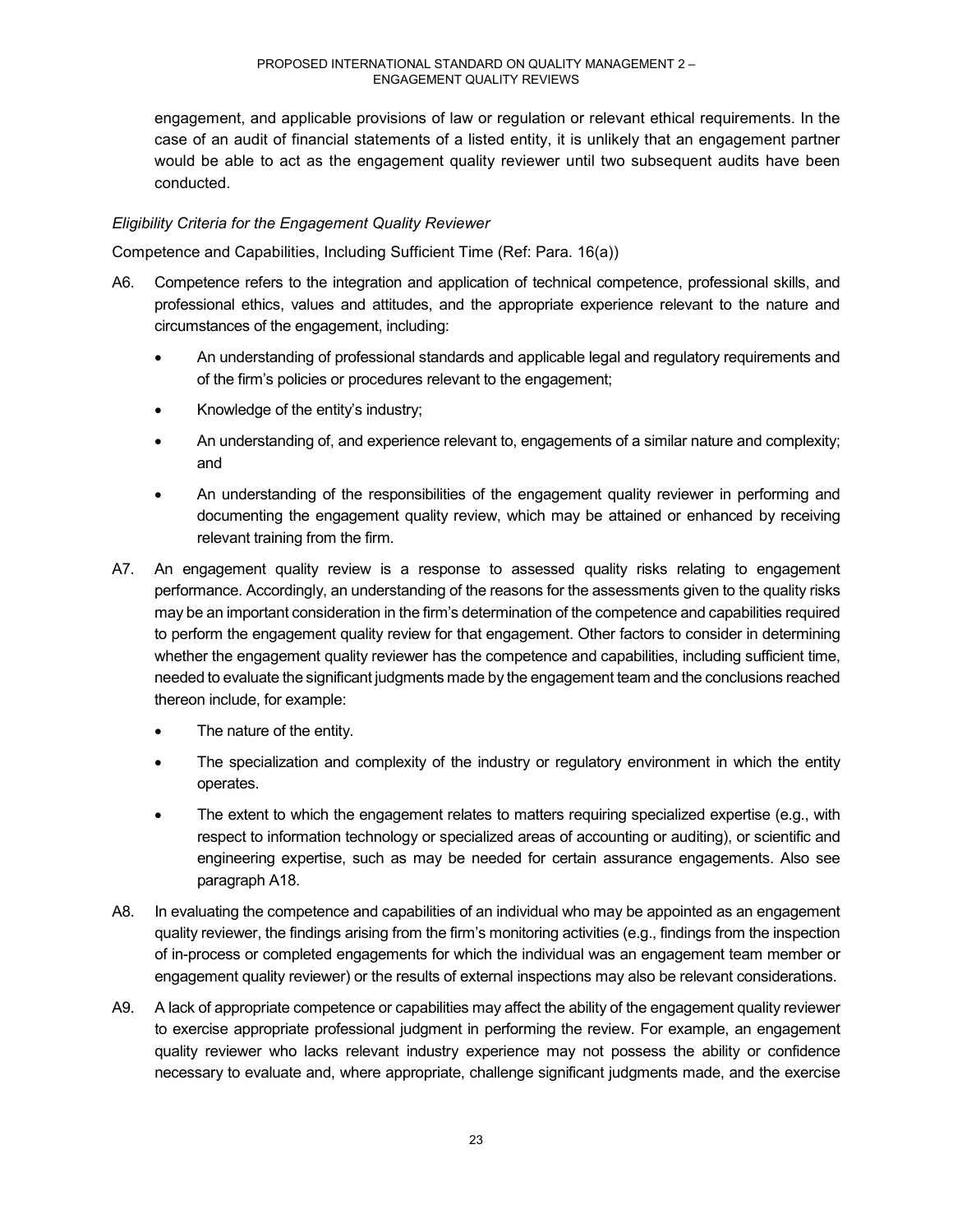engagement, and applicable provisions of law or regulation or relevant ethical requirements. In the case of an audit of financial statements of a listed entity, it is unlikely that an engagement partner would be able to act as the engagement quality reviewer until two subsequent audits have been conducted.

*Eligibility Criteria for the Engagement Quality Reviewer*

Competence and Capabilities, Including Sufficient Time (Ref: Para. 16(a))

A6. Competence refers to the integration and application of technical competence, professional skills, and professional ethics, values and attitudes, and the appropriate experience relevant to the nature and circumstances of the engagement, including:

- An understanding of professional standards and applicable legal and regulatory requirements and of the firm's policies or procedures relevant to the engagement;
- Knowledge of the entity's industry;
- An understanding of, and experience relevant to, engagements of a similar nature and complexity; and
- An understanding of the responsibilities of the engagement quality reviewer in performing and documenting the engagement quality review, which may be attained or enhanced by receiving relevant training from the firm.

A7. An engagement quality review is a response to assessed quality risks relating to engagement performance. Accordingly, an understanding of the reasons for the assessments given to the quality risks may be an important consideration in the firm's determination of the competence and capabilities required to perform the engagement quality review for that engagement. Other factors to consider in determining whether the engagement quality reviewer has the competence and capabilities, including sufficient time, needed to evaluate the significant judgments made by the engagement team and the conclusions reached thereon include, for example:

- The nature of the entity.
- The specialization and complexity of the industry or regulatory environment in which the entity operates.
- The extent to which the engagement relates to matters requiring specialized expertise (e.g., with respect to information technology or specialized areas of accounting or auditing), or scientific and engineering expertise, such as may be needed for certain assurance engagements. Also see paragraph A18.

A8. In evaluating the competence and capabilities of an individual who may be appointed as an engagement quality reviewer, the findings arising from the firm's monitoring activities (e.g., findings from the inspection of in-process or completed engagements for which the individual was an engagement team member or engagement quality reviewer) or the results of external inspections may also be relevant considerations.

A9. A lack of appropriate competence or capabilities may affect the ability of the engagement quality reviewer to exercise appropriate professional judgment in performing the review. For example, an engagement quality reviewer who lacks relevant industry experience may not possess the ability or confidence necessary to evaluate and, where appropriate, challenge significant judgments made, and the exercise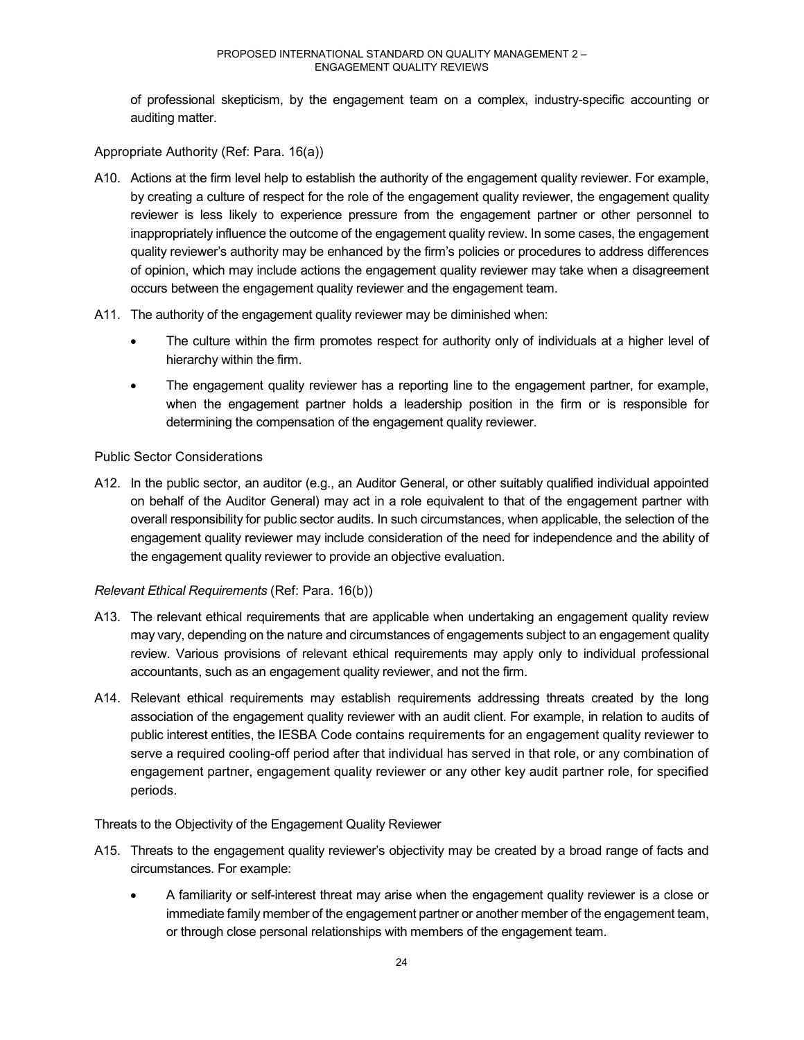of professional skepticism, by the engagement team on a complex, industry-specific accounting or auditing matter.

Appropriate Authority (Ref: Para. 16(a))

A10. Actions at the firm level help to establish the authority of the engagement quality reviewer. For example, by creating a culture of respect for the role of the engagement quality reviewer, the engagement quality reviewer is less likely to experience pressure from the engagement partner or other personnel to inappropriately influence the outcome of the engagement quality review. In some cases, the engagement quality reviewer's authority may be enhanced by the firm's policies or procedures to address differences of opinion, which may include actions the engagement quality reviewer may take when a disagreement occurs between the engagement quality reviewer and the engagement team.

A11. The authority of the engagement quality reviewer may be diminished when:

- The culture within the firm promotes respect for authority only of individuals at a higher level of hierarchy within the firm.
- The engagement quality reviewer has a reporting line to the engagement partner, for example, when the engagement partner holds a leadership position in the firm or is responsible for determining the compensation of the engagement quality reviewer.

Public Sector Considerations

A12. In the public sector, an auditor (e.g., an Auditor General, or other suitably qualified individual appointed on behalf of the Auditor General) may act in a role equivalent to that of the engagement partner with overall responsibility for public sector audits. In such circumstances, when applicable, the selection of the engagement quality reviewer may include consideration of the need for independence and the ability of the engagement quality reviewer to provide an objective evaluation.

*Relevant Ethical Requirements* (Ref: Para. 16(b))

A13. The relevant ethical requirements that are applicable when undertaking an engagement quality review may vary, depending on the nature and circumstances of engagements subject to an engagement quality review. Various provisions of relevant ethical requirements may apply only to individual professional accountants, such as an engagement quality reviewer, and not the firm.

A14. Relevant ethical requirements may establish requirements addressing threats created by the long association of the engagement quality reviewer with an audit client. For example, in relation to audits of public interest entities, the IESBA Code contains requirements for an engagement quality reviewer to serve a required cooling-off period after that individual has served in that role, or any combination of engagement partner, engagement quality reviewer or any other key audit partner role, for specified periods.

Threats to the Objectivity of the Engagement Quality Reviewer

A15. Threats to the engagement quality reviewer's objectivity may be created by a broad range of facts and circumstances. For example:

- A familiarity or self-interest threat may arise when the engagement quality reviewer is a close or immediate family member of the engagement partner or another member of the engagement team, or through close personal relationships with members of the engagement team.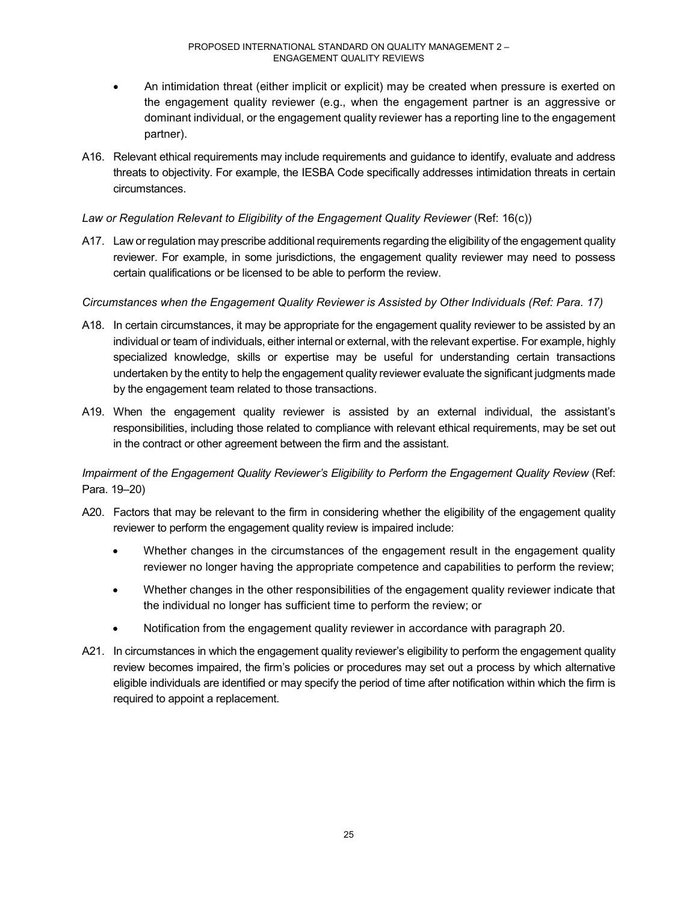- An intimidation threat (either implicit or explicit) may be created when pressure is exerted on the engagement quality reviewer (e.g., when the engagement partner is an aggressive or dominant individual, or the engagement quality reviewer has a reporting line to the engagement partner).

A16. Relevant ethical requirements may include requirements and guidance to identify, evaluate and address threats to objectivity. For example, the IESBA Code specifically addresses intimidation threats in certain circumstances.

*Law or Regulation Relevant to Eligibility of the Engagement Quality Reviewer* (Ref: 16(c))

A17. Law or regulation may prescribe additional requirements regarding the eligibility of the engagement quality reviewer. For example, in some jurisdictions, the engagement quality reviewer may need to possess certain qualifications or be licensed to be able to perform the review.

*Circumstances when the Engagement Quality Reviewer is Assisted by Other Individuals (Ref: Para. 17)*

A18. In certain circumstances, it may be appropriate for the engagement quality reviewer to be assisted by an individual or team of individuals, either internal or external, with the relevant expertise. For example, highly specialized knowledge, skills or expertise may be useful for understanding certain transactions undertaken by the entity to help the engagement quality reviewer evaluate the significant judgments made by the engagement team related to those transactions.

A19. When the engagement quality reviewer is assisted by an external individual, the assistant's responsibilities, including those related to compliance with relevant ethical requirements, may be set out in the contract or other agreement between the firm and the assistant.

*Impairment of the Engagement Quality Reviewer's Eligibility to Perform the Engagement Quality Review* (Ref: Para. 19–20)

A20. Factors that may be relevant to the firm in considering whether the eligibility of the engagement quality reviewer to perform the engagement quality review is impaired include:

- Whether changes in the circumstances of the engagement result in the engagement quality reviewer no longer having the appropriate competence and capabilities to perform the review;
- Whether changes in the other responsibilities of the engagement quality reviewer indicate that the individual no longer has sufficient time to perform the review; or
- Notification from the engagement quality reviewer in accordance with paragraph 20.

A21. In circumstances in which the engagement quality reviewer's eligibility to perform the engagement quality review becomes impaired, the firm's policies or procedures may set out a process by which alternative eligible individuals are identified or may specify the period of time after notification within which the firm is required to appoint a replacement.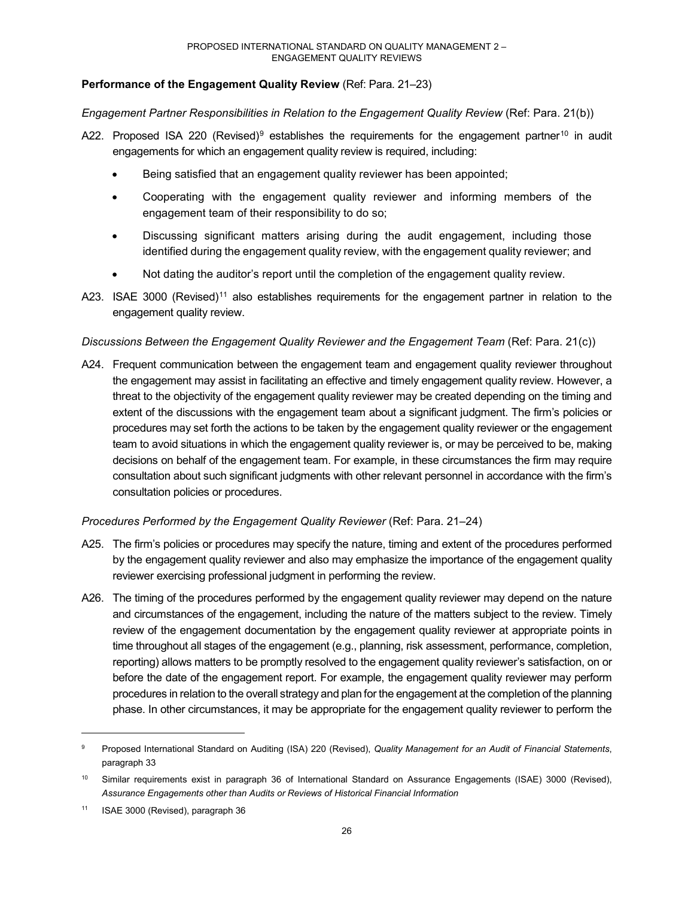**Performance of the Engagement Quality Review** (Ref: Para. 21–23)

*Engagement Partner Responsibilities in Relation to the Engagement Quality Review* (Ref: Para. 21(b))

A22. Proposed ISA 220 (Revised)[9] establishes the requirements for the engagement partner[10] in audit engagements for which an engagement quality review is required, including:

- Being satisfied that an engagement quality reviewer has been appointed;
- Cooperating with the engagement quality reviewer and informing members of the engagement team of their responsibility to do so;
- Discussing significant matters arising during the audit engagement, including those identified during the engagement quality review, with the engagement quality reviewer; and
- Not dating the auditor's report until the completion of the engagement quality review.

A23. ISAE 3000 (Revised)[11] also establishes requirements for the engagement partner in relation to the engagement quality review.

*Discussions Between the Engagement Quality Reviewer and the Engagement Team* (Ref: Para. 21(c))

A24. Frequent communication between the engagement team and engagement quality reviewer throughout the engagement may assist in facilitating an effective and timely engagement quality review. However, a threat to the objectivity of the engagement quality reviewer may be created depending on the timing and extent of the discussions with the engagement team about a significant judgment. The firm's policies or procedures may set forth the actions to be taken by the engagement quality reviewer or the engagement team to avoid situations in which the engagement quality reviewer is, or may be perceived to be, making decisions on behalf of the engagement team. For example, in these circumstances the firm may require consultation about such significant judgments with other relevant personnel in accordance with the firm's consultation policies or procedures.

*Procedures Performed by the Engagement Quality Reviewer* (Ref: Para. 21–24)

A25. The firm's policies or procedures may specify the nature, timing and extent of the procedures performed by the engagement quality reviewer and also may emphasize the importance of the engagement quality reviewer exercising professional judgment in performing the review.

A26. The timing of the procedures performed by the engagement quality reviewer may depend on the nature and circumstances of the engagement, including the nature of the matters subject to the review. Timely review of the engagement documentation by the engagement quality reviewer at appropriate points in time throughout all stages of the engagement (e.g., planning, risk assessment, performance, completion, reporting) allows matters to be promptly resolved to the engagement quality reviewer's satisfaction, on or before the date of the engagement report. For example, the engagement quality reviewer may perform procedures in relation to the overall strategy and plan for the engagement at the completion of the planning phase. In other circumstances, it may be appropriate for the engagement quality reviewer to perform the

---

[9] Proposed International Standard on Auditing (ISA) 220 (Revised), *Quality Management for an Audit of Financial Statements*, paragraph 33

[10] Similar requirements exist in paragraph 36 of International Standard on Assurance Engagements (ISAE) 3000 (Revised), *Assurance Engagements other than Audits or Reviews of Historical Financial Information*

[11] ISAE 3000 (Revised), paragraph 36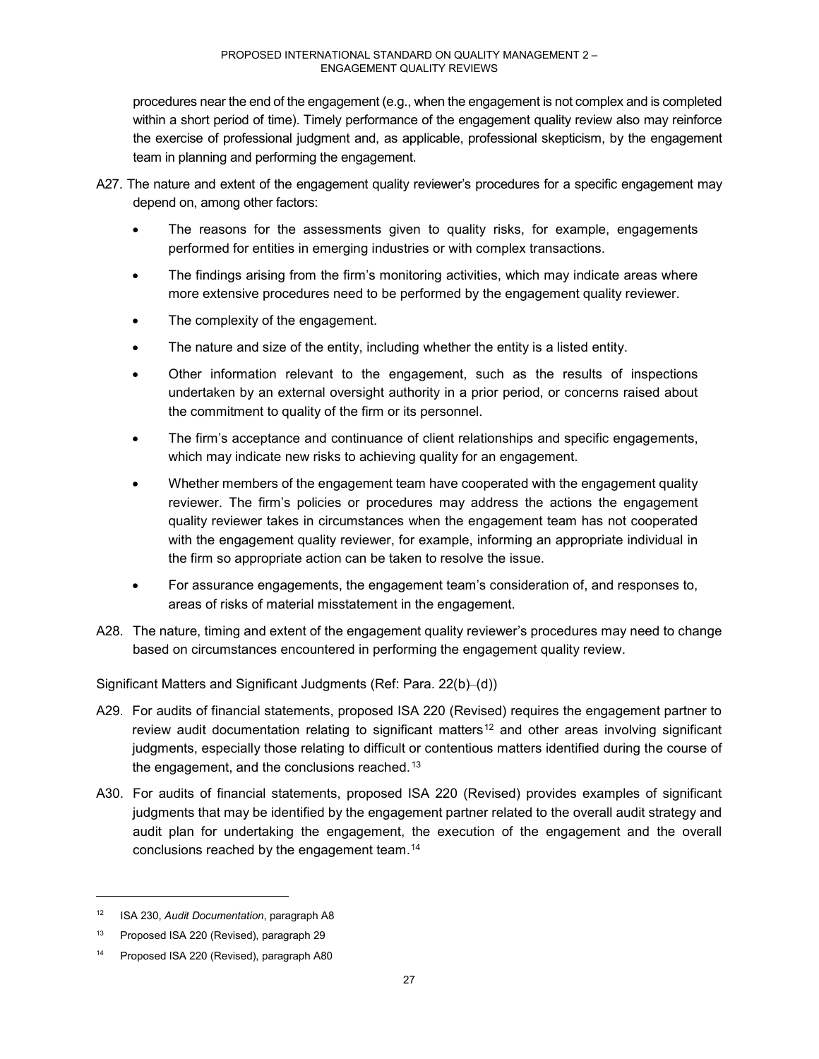procedures near the end of the engagement (e.g., when the engagement is not complex and is completed within a short period of time). Timely performance of the engagement quality review also may reinforce the exercise of professional judgment and, as applicable, professional skepticism, by the engagement team in planning and performing the engagement.

A27. The nature and extent of the engagement quality reviewer's procedures for a specific engagement may depend on, among other factors:

- The reasons for the assessments given to quality risks, for example, engagements performed for entities in emerging industries or with complex transactions.
- The findings arising from the firm's monitoring activities, which may indicate areas where more extensive procedures need to be performed by the engagement quality reviewer.
- The complexity of the engagement.
- The nature and size of the entity, including whether the entity is a listed entity.
- Other information relevant to the engagement, such as the results of inspections undertaken by an external oversight authority in a prior period, or concerns raised about the commitment to quality of the firm or its personnel.
- The firm's acceptance and continuance of client relationships and specific engagements, which may indicate new risks to achieving quality for an engagement.
- Whether members of the engagement team have cooperated with the engagement quality reviewer. The firm's policies or procedures may address the actions the engagement quality reviewer takes in circumstances when the engagement team has not cooperated with the engagement quality reviewer, for example, informing an appropriate individual in the firm so appropriate action can be taken to resolve the issue.
- For assurance engagements, the engagement team's consideration of, and responses to, areas of risks of material misstatement in the engagement.

A28. The nature, timing and extent of the engagement quality reviewer's procedures may need to change based on circumstances encountered in performing the engagement quality review.

Significant Matters and Significant Judgments (Ref: Para. 22(b)–(d))

A29. For audits of financial statements, proposed ISA 220 (Revised) requires the engagement partner to review audit documentation relating to significant matters[12] and other areas involving significant judgments, especially those relating to difficult or contentious matters identified during the course of the engagement, and the conclusions reached.[13]

A30. For audits of financial statements, proposed ISA 220 (Revised) provides examples of significant judgments that may be identified by the engagement partner related to the overall audit strategy and audit plan for undertaking the engagement, the execution of the engagement and the overall conclusions reached by the engagement team.[14]

---

[12] ISA 230, *Audit Documentation*, paragraph A8

[13] Proposed ISA 220 (Revised), paragraph 29

[14] Proposed ISA 220 (Revised), paragraph A80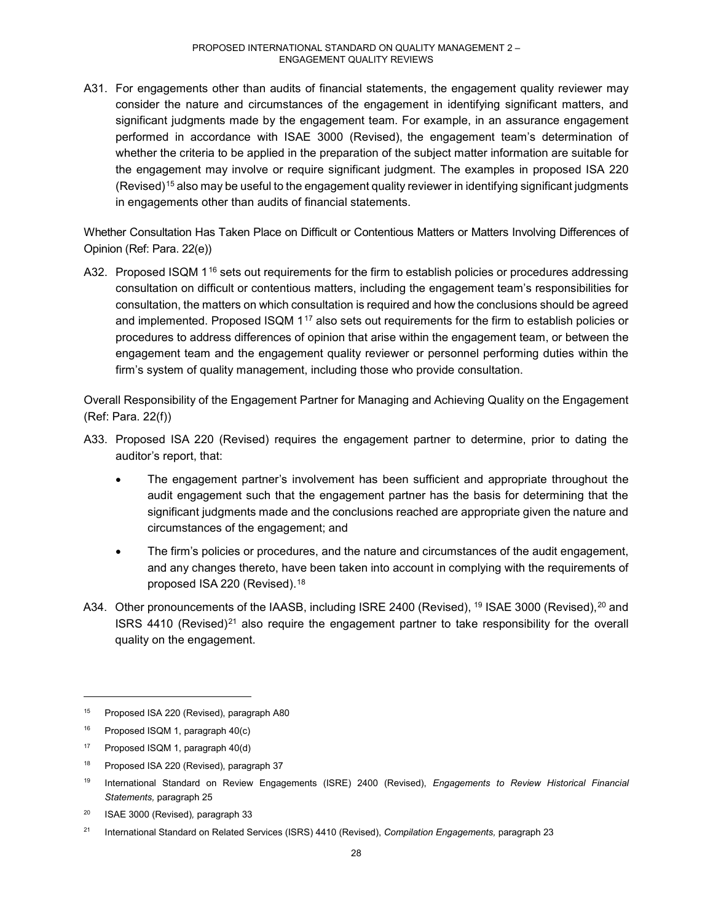A31. For engagements other than audits of financial statements, the engagement quality reviewer may consider the nature and circumstances of the engagement in identifying significant matters, and significant judgments made by the engagement team. For example, in an assurance engagement performed in accordance with ISAE 3000 (Revised), the engagement team's determination of whether the criteria to be applied in the preparation of the subject matter information are suitable for the engagement may involve or require significant judgment. The examples in proposed ISA 220 (Revised)[15] also may be useful to the engagement quality reviewer in identifying significant judgments in engagements other than audits of financial statements.

Whether Consultation Has Taken Place on Difficult or Contentious Matters or Matters Involving Differences of Opinion (Ref: Para. 22(e))

A32. Proposed ISQM 1[16] sets out requirements for the firm to establish policies or procedures addressing consultation on difficult or contentious matters, including the engagement team's responsibilities for consultation, the matters on which consultation is required and how the conclusions should be agreed and implemented. Proposed ISQM 1[17] also sets out requirements for the firm to establish policies or procedures to address differences of opinion that arise within the engagement team, or between the engagement team and the engagement quality reviewer or personnel performing duties within the firm's system of quality management, including those who provide consultation.

Overall Responsibility of the Engagement Partner for Managing and Achieving Quality on the Engagement (Ref: Para. 22(f))

A33. Proposed ISA 220 (Revised) requires the engagement partner to determine, prior to dating the auditor's report, that:

- The engagement partner's involvement has been sufficient and appropriate throughout the audit engagement such that the engagement partner has the basis for determining that the significant judgments made and the conclusions reached are appropriate given the nature and circumstances of the engagement; and
- The firm's policies or procedures, and the nature and circumstances of the audit engagement, and any changes thereto, have been taken into account in complying with the requirements of proposed ISA 220 (Revised).[18]

A34. Other pronouncements of the IAASB, including ISRE 2400 (Revised),[19] ISAE 3000 (Revised),[20] and ISRS 4410 (Revised)[21] also require the engagement partner to take responsibility for the overall quality on the engagement.

---

[15] Proposed ISA 220 (Revised), paragraph A80

[16] Proposed ISQM 1, paragraph 40(c)

[17] Proposed ISQM 1, paragraph 40(d)

[18] Proposed ISA 220 (Revised), paragraph 37

[19] International Standard on Review Engagements (ISRE) 2400 (Revised), *Engagements to Review Historical Financial Statements,* paragraph 25

[20] ISAE 3000 (Revised), paragraph 33

[21] International Standard on Related Services (ISRS) 4410 (Revised), *Compilation Engagements,* paragraph 23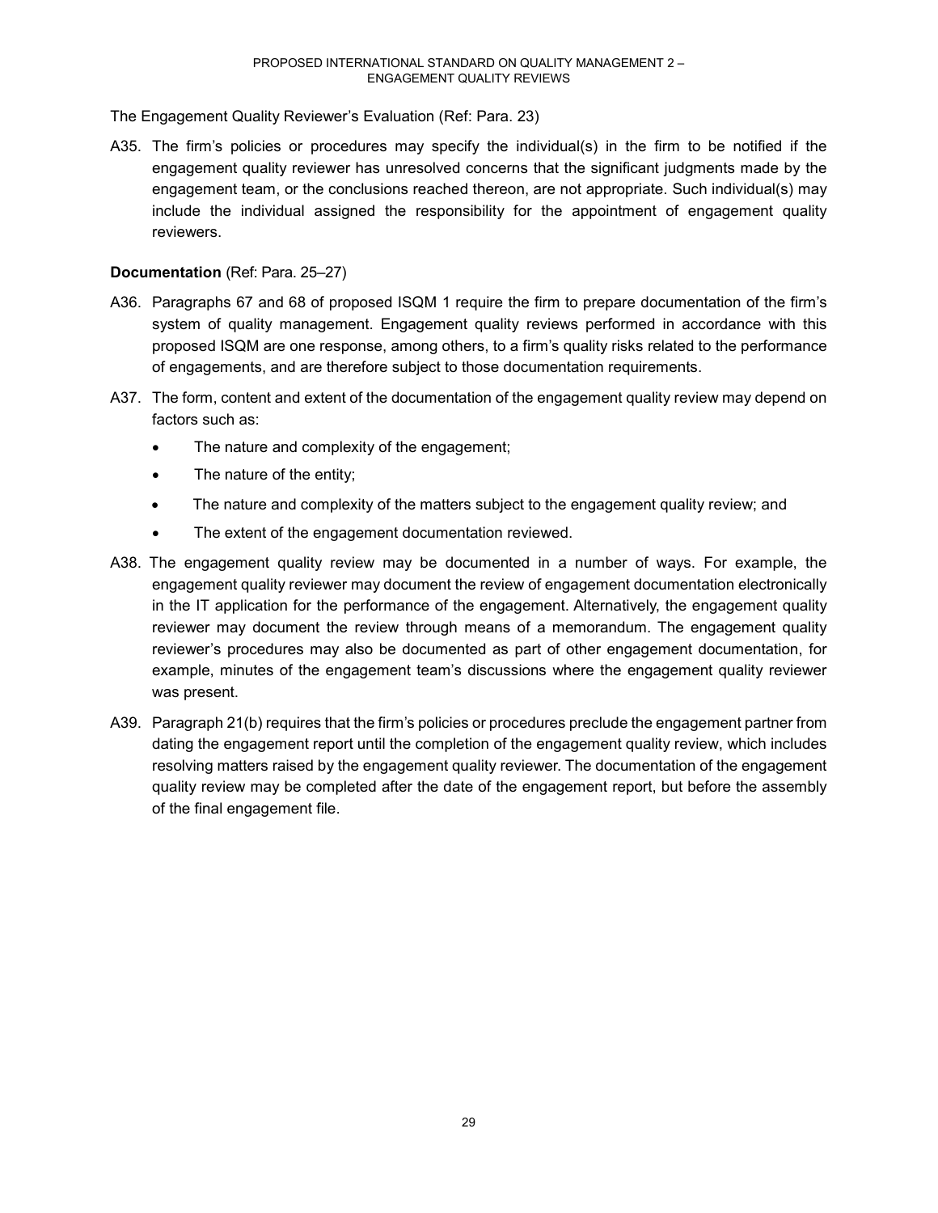The Engagement Quality Reviewer's Evaluation (Ref: Para. 23)

A35. The firm's policies or procedures may specify the individual(s) in the firm to be notified if the engagement quality reviewer has unresolved concerns that the significant judgments made by the engagement team, or the conclusions reached thereon, are not appropriate. Such individual(s) may include the individual assigned the responsibility for the appointment of engagement quality reviewers.

**Documentation** (Ref: Para. 25–27)

A36. Paragraphs 67 and 68 of proposed ISQM 1 require the firm to prepare documentation of the firm's system of quality management. Engagement quality reviews performed in accordance with this proposed ISQM are one response, among others, to a firm's quality risks related to the performance of engagements, and are therefore subject to those documentation requirements.

A37. The form, content and extent of the documentation of the engagement quality review may depend on factors such as:

- The nature and complexity of the engagement;
- The nature of the entity;
- The nature and complexity of the matters subject to the engagement quality review; and
- The extent of the engagement documentation reviewed.

A38. The engagement quality review may be documented in a number of ways. For example, the engagement quality reviewer may document the review of engagement documentation electronically in the IT application for the performance of the engagement. Alternatively, the engagement quality reviewer may document the review through means of a memorandum. The engagement quality reviewer's procedures may also be documented as part of other engagement documentation, for example, minutes of the engagement team's discussions where the engagement quality reviewer was present.

A39. Paragraph 21(b) requires that the firm's policies or procedures preclude the engagement partner from dating the engagement report until the completion of the engagement quality review, which includes resolving matters raised by the engagement quality reviewer. The documentation of the engagement quality review may be completed after the date of the engagement report, but before the assembly of the final engagement file.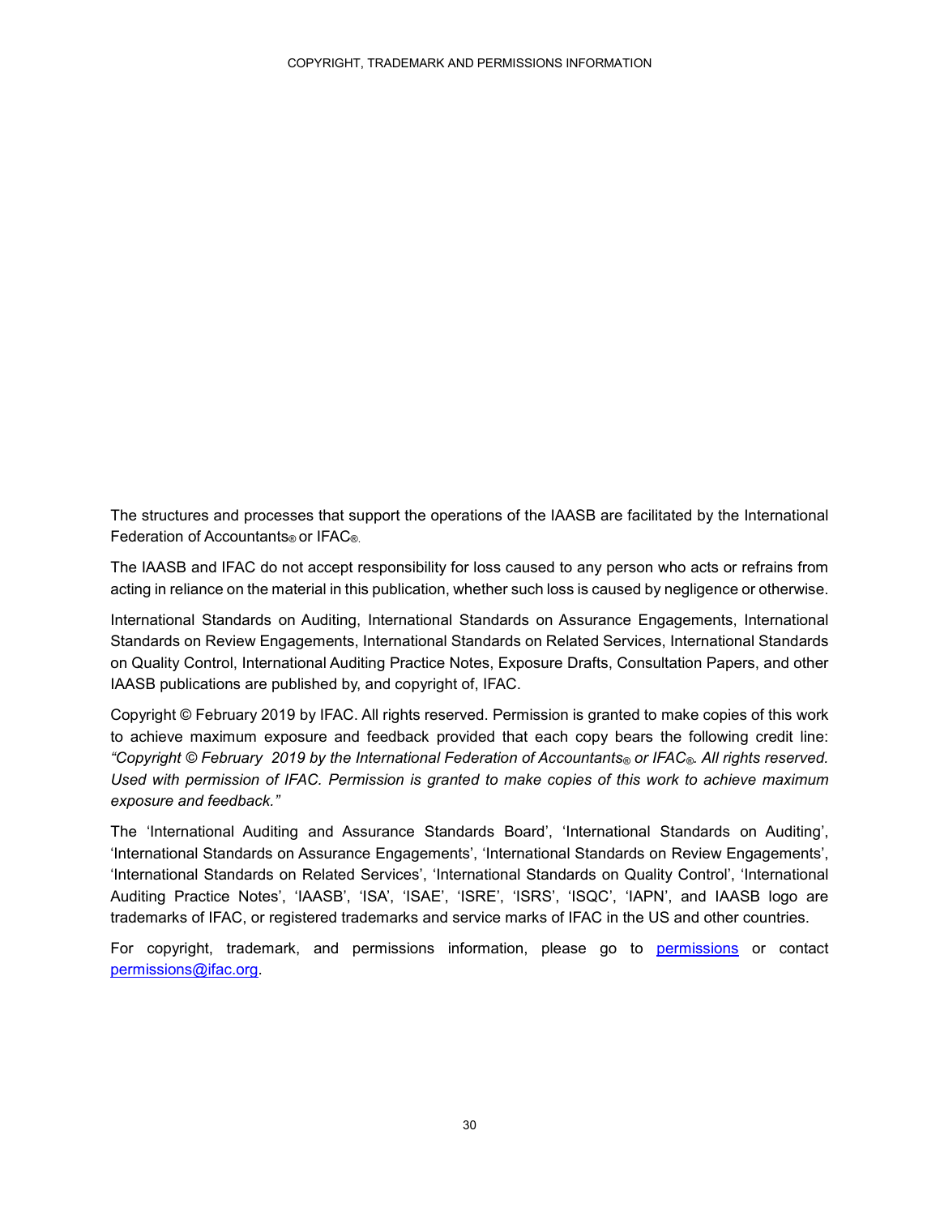The structures and processes that support the operations of the IAASB are facilitated by the International Federation of Accountants® or IFAC®.

The IAASB and IFAC do not accept responsibility for loss caused to any person who acts or refrains from acting in reliance on the material in this publication, whether such loss is caused by negligence or otherwise.

International Standards on Auditing, International Standards on Assurance Engagements, International Standards on Review Engagements, International Standards on Related Services, International Standards on Quality Control, International Auditing Practice Notes, Exposure Drafts, Consultation Papers, and other IAASB publications are published by, and copyright of, IFAC.

Copyright © February 2019 by IFAC. All rights reserved. Permission is granted to make copies of this work to achieve maximum exposure and feedback provided that each copy bears the following credit line: *"Copyright © February 2019 by the International Federation of Accountants® or IFAC®. All rights reserved. Used with permission of IFAC. Permission is granted to make copies of this work to achieve maximum exposure and feedback."*

The 'International Auditing and Assurance Standards Board', 'International Standards on Auditing', 'International Standards on Assurance Engagements', 'International Standards on Review Engagements', 'International Standards on Related Services', 'International Standards on Quality Control', 'International Auditing Practice Notes', 'IAASB', 'ISA', 'ISAE', 'ISRE', 'ISRS', 'ISQC', 'IAPN', and IAASB logo are trademarks of IFAC, or registered trademarks and service marks of IFAC in the US and other countries.

For copyright, trademark, and permissions information, please go to permissions or contact permissions@ifac.org.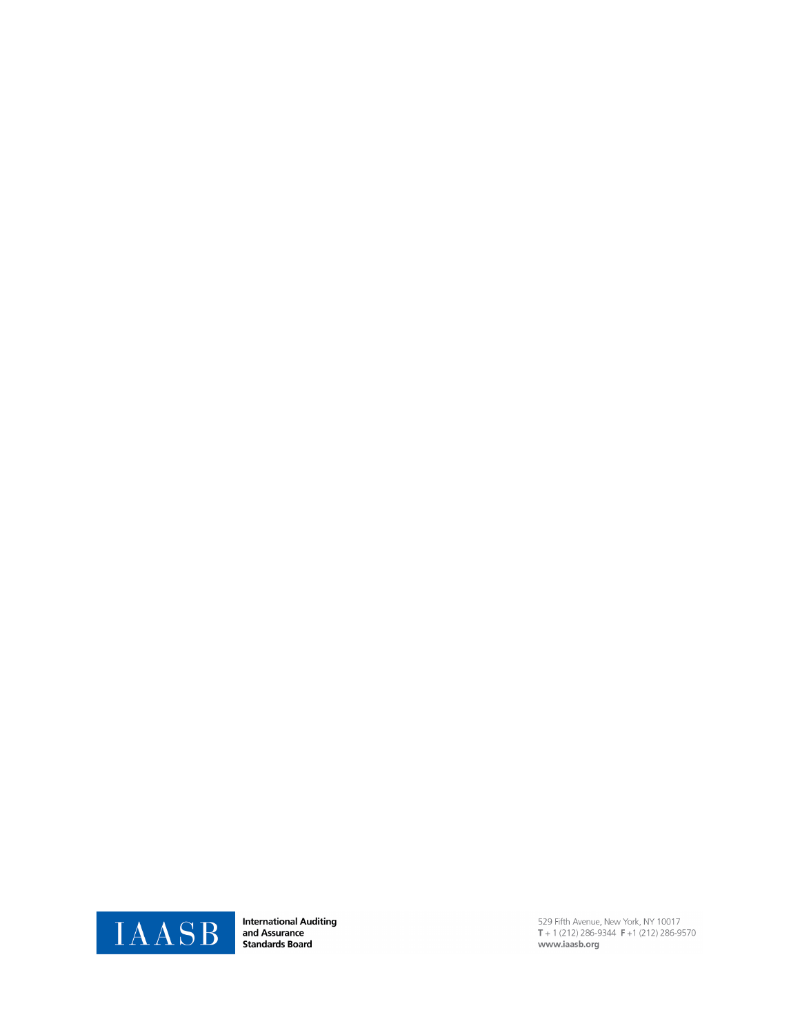IAASB

**International Auditing and Assurance Standards Board**

529 Fifth Avenue, New York, NY 10017
**T** + 1 (212) 286-9344 **F** +1 (212) 286-9570
**www.iaasb.org**